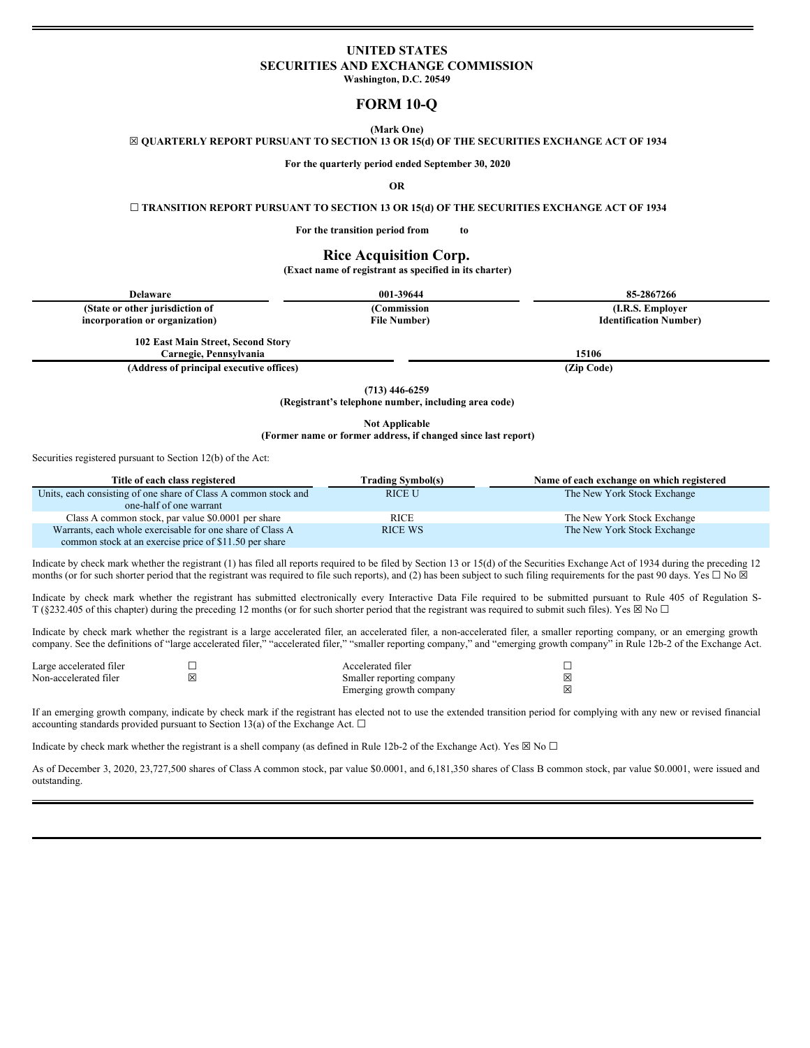# UNITED STATES
# SECURITIES AND EXCHANGE COMMISSION

**Washington, D.C. 20549**

# FORM 10-Q

**(Mark One)**

**☒ QUARTERLY REPORT PURSUANT TO SECTION 13 OR 15(d) OF THE SECURITIES EXCHANGE ACT OF 1934**

**For the quarterly period ended September 30, 2020**

**OR**

**☐ TRANSITION REPORT PURSUANT TO SECTION 13 OR 15(d) OF THE SECURITIES EXCHANGE ACT OF 1934**

**For the transition period from to**

## Rice Acquisition Corp.

**(Exact name of registrant as specified in its charter)**

| Delaware | 001-39644 | 85-2867266 |
|---|---|---|
| **(State or other jurisdiction of incorporation or organization)** | **(Commission File Number)** | **(I.R.S. Employer Identification Number)** |

| 102 East Main Street, Second Story Carnegie, Pennsylvania | 15106 |
|---|---|
| **(Address of principal executive offices)** | **(Zip Code)** |

**(713) 446-6259**

**(Registrant's telephone number, including area code)**

**Not Applicable**

**(Former name or former address, if changed since last report)**

Securities registered pursuant to Section 12(b) of the Act:

| Title of each class registered | Trading Symbol(s) | Name of each exchange on which registered |
|---|---|---|
| Units, each consisting of one share of Class A common stock and one-half of one warrant | RICE U | The New York Stock Exchange |
| Class A common stock, par value $0.0001 per share | RICE | The New York Stock Exchange |
| Warrants, each whole exercisable for one share of Class A common stock at an exercise price of $11.50 per share | RICE WS | The New York Stock Exchange |

Indicate by check mark whether the registrant (1) has filed all reports required to be filed by Section 13 or 15(d) of the Securities Exchange Act of 1934 during the preceding 12 months (or for such shorter period that the registrant was required to file such reports), and (2) has been subject to such filing requirements for the past 90 days. Yes ☐ No ☒

Indicate by check mark whether the registrant has submitted electronically every Interactive Data File required to be submitted pursuant to Rule 405 of Regulation S-T (§232.405 of this chapter) during the preceding 12 months (or for such shorter period that the registrant was required to submit such files). Yes ☒ No ☐

Indicate by check mark whether the registrant is a large accelerated filer, an accelerated filer, a non-accelerated filer, a smaller reporting company, or an emerging growth company. See the definitions of "large accelerated filer," "accelerated filer," "smaller reporting company," and "emerging growth company" in Rule 12b-2 of the Exchange Act.

| | | | |
|---|---|---|---|
| Large accelerated filer | ☐ | Accelerated filer | ☐ |
| Non-accelerated filer | ☒ | Smaller reporting company | ☒ |
| | | Emerging growth company | ☒ |

If an emerging growth company, indicate by check mark if the registrant has elected not to use the extended transition period for complying with any new or revised financial accounting standards provided pursuant to Section 13(a) of the Exchange Act. ☐

Indicate by check mark whether the registrant is a shell company (as defined in Rule 12b-2 of the Exchange Act). Yes ☒ No ☐

As of December 3, 2020, 23,727,500 shares of Class A common stock, par value $0.0001, and 6,181,350 shares of Class B common stock, par value $0.0001, were issued and outstanding.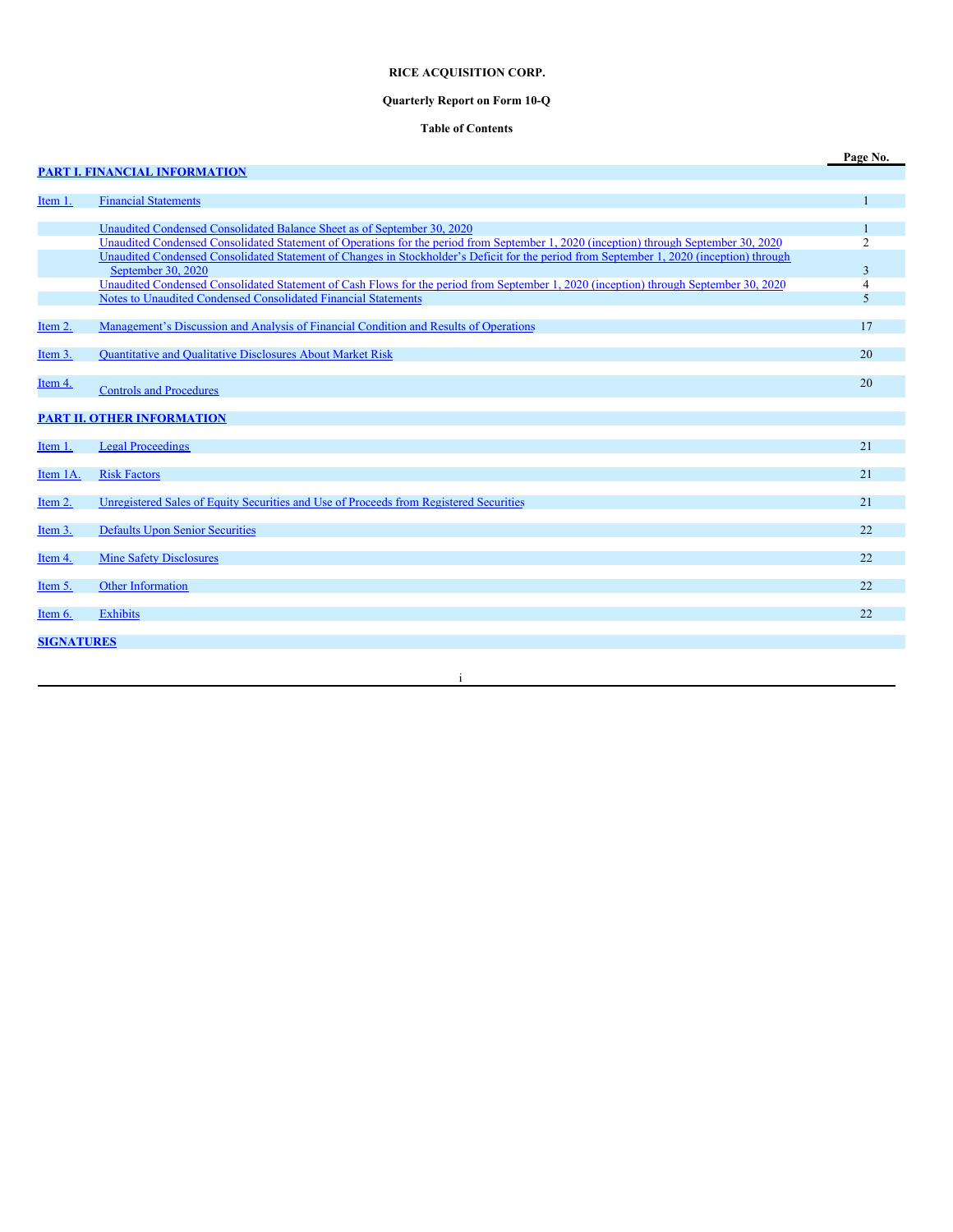**RICE ACQUISITION CORP.**

**Quarterly Report on Form 10-Q**

**Table of Contents**

| | | Page No. |
|---|---|---|
| **PART I. FINANCIAL INFORMATION** | | |
| Item 1. | Financial Statements | 1 |
| | Unaudited Condensed Consolidated Balance Sheet as of September 30, 2020 | 1 |
| | Unaudited Condensed Consolidated Statement of Operations for the period from September 1, 2020 (inception) through September 30, 2020 | 2 |
| | Unaudited Condensed Consolidated Statement of Changes in Stockholder's Deficit for the period from September 1, 2020 (inception) through September 30, 2020 | 3 |
| | Unaudited Condensed Consolidated Statement of Cash Flows for the period from September 1, 2020 (inception) through September 30, 2020 | 4 |
| | Notes to Unaudited Condensed Consolidated Financial Statements | 5 |
| Item 2. | Management's Discussion and Analysis of Financial Condition and Results of Operations | 17 |
| Item 3. | Quantitative and Qualitative Disclosures About Market Risk | 20 |
| Item 4. | Controls and Procedures | 20 |
| **PART II. OTHER INFORMATION** | | |
| Item 1. | Legal Proceedings | 21 |
| Item 1A. | Risk Factors | 21 |
| Item 2. | Unregistered Sales of Equity Securities and Use of Proceeds from Registered Securities | 21 |
| Item 3. | Defaults Upon Senior Securities | 22 |
| Item 4. | Mine Safety Disclosures | 22 |
| Item 5. | Other Information | 22 |
| Item 6. | Exhibits | 22 |
| **SIGNATURES** | | |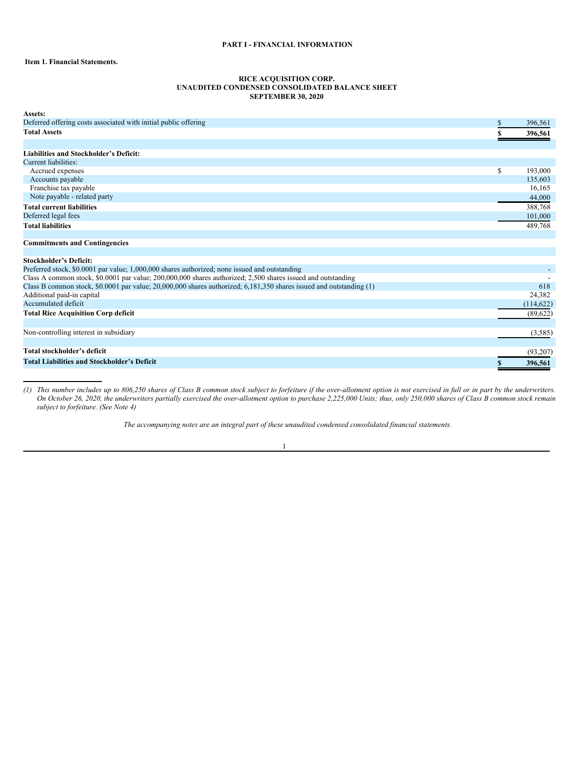# PART I - FINANCIAL INFORMATION

## Item 1. Financial Statements.

### RICE ACQUISITION CORP.
### UNAUDITED CONDENSED CONSOLIDATED BALANCE SHEET
### SEPTEMBER 30, 2020

| | |
|---|---|
| **Assets:** | |
| Deferred offering costs associated with initial public offering | $ 396,561 |
| **Total Assets** | **$ 396,561** |
| | |
| **Liabilities and Stockholder's Deficit:** | |
| Current liabilities: | |
| Accrued expenses | $ 193,000 |
| Accounts payable | 135,603 |
| Franchise tax payable | 16,165 |
| Note payable - related party | 44,000 |
| **Total current liabilities** | 388,768 |
| Deferred legal fees | 101,000 |
| **Total liabilities** | 489,768 |
| | |
| **Commitments and Contingencies** | |
| | |
| **Stockholder's Deficit:** | |
| Preferred stock, $0.0001 par value; 1,000,000 shares authorized; none issued and outstanding | - |
| Class A common stock, $0.0001 par value; 200,000,000 shares authorized; 2,500 shares issued and outstanding | - |
| Class B common stock, $0.0001 par value; 20,000,000 shares authorized; 6,181,350 shares issued and outstanding (1) | 618 |
| Additional paid-in capital | 24,382 |
| Accumulated deficit | (114,622) |
| **Total Rice Acquisition Corp deficit** | (89,622) |
| | |
| Non-controlling interest in subsidiary | (3,585) |
| | |
| **Total stockholder's deficit** | (93,207) |
| **Total Liabilities and Stockholder's Deficit** | **$ 396,561** |

*(1) This number includes up to 806,250 shares of Class B common stock subject to forfeiture if the over-allotment option is not exercised in full or in part by the underwriters. On October 26, 2020, the underwriters partially exercised the over-allotment option to purchase 2,225,000 Units; thus, only 250,000 shares of Class B common stock remain subject to forfeiture. (See Note 4)*

*The accompanying notes are an integral part of these unaudited condensed consolidated financial statements.*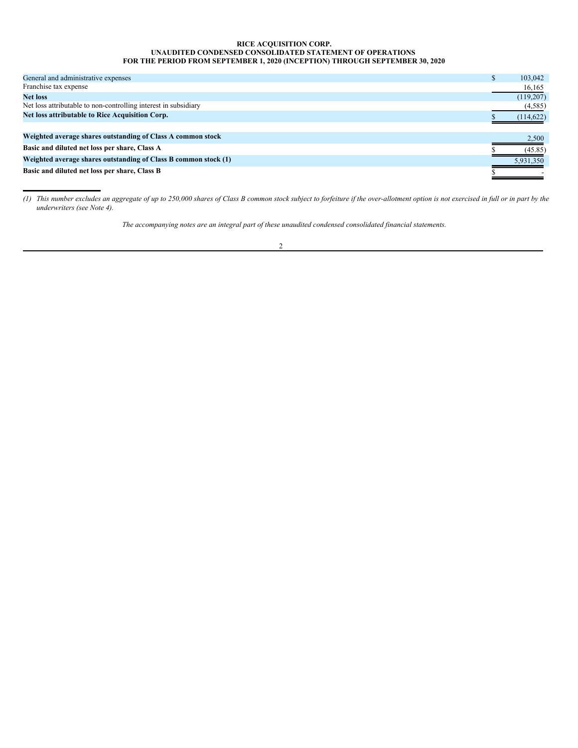**RICE ACQUISITION CORP.**
**UNAUDITED CONDENSED CONSOLIDATED STATEMENT OF OPERATIONS**
**FOR THE PERIOD FROM SEPTEMBER 1, 2020 (INCEPTION) THROUGH SEPTEMBER 30, 2020**

| | |
|---|---|
| General and administrative expenses | $ 103,042 |
| Franchise tax expense | 16,165 |
| **Net loss** | (119,207) |
| Net loss attributable to non-controlling interest in subsidiary | (4,585) |
| **Net loss attributable to Rice Acquisition Corp.** | $ (114,622) |
| | |
| **Weighted average shares outstanding of Class A common stock** | 2,500 |
| **Basic and diluted net loss per share, Class A** | $ (45.85) |
| **Weighted average shares outstanding of Class B common stock (1)** | 5,931,350 |
| **Basic and diluted net loss per share, Class B** | $ - |

*(1) This number excludes an aggregate of up to 250,000 shares of Class B common stock subject to forfeiture if the over-allotment option is not exercised in full or in part by the underwriters (see Note 4).*

*The accompanying notes are an integral part of these unaudited condensed consolidated financial statements.*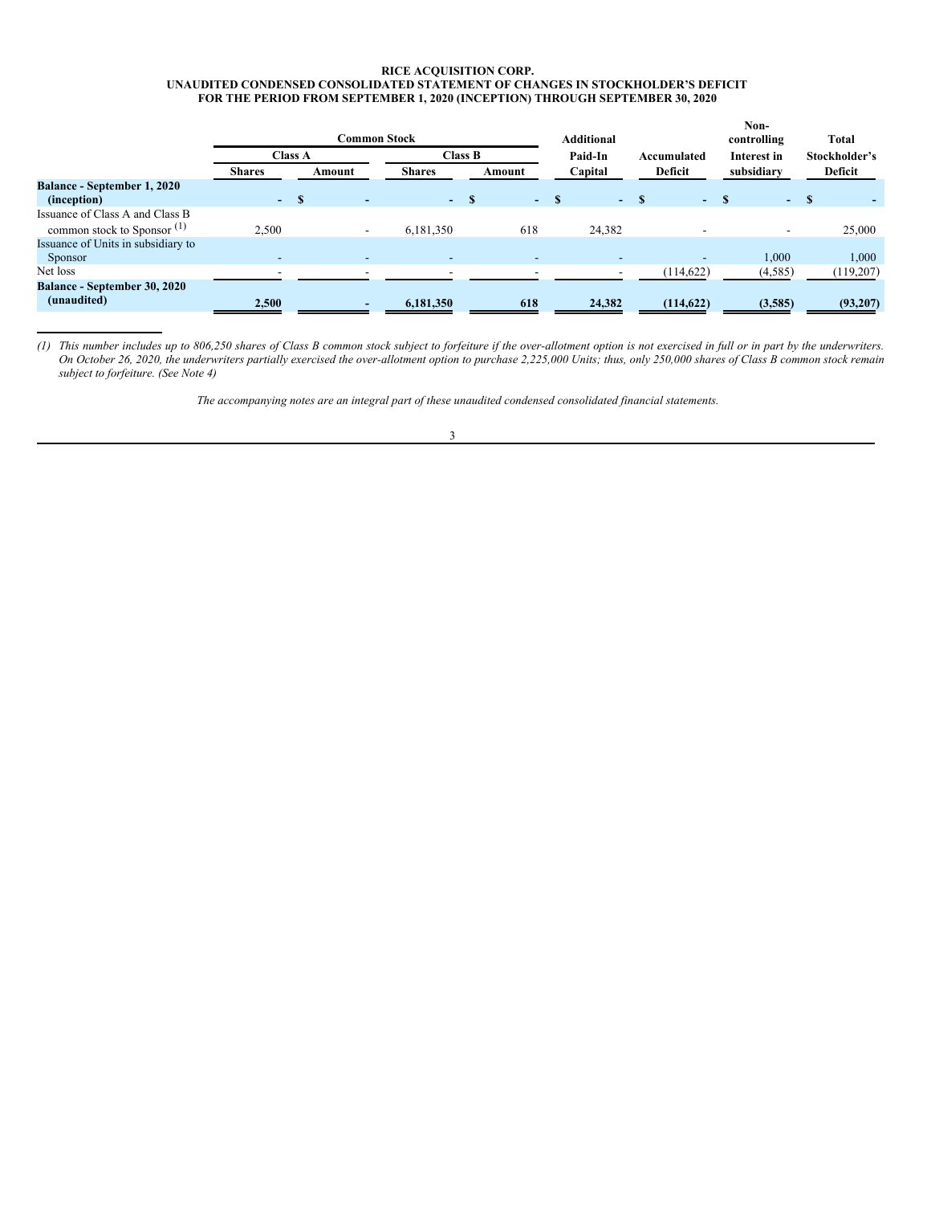**RICE ACQUISITION CORP.**
**UNAUDITED CONDENSED CONSOLIDATED STATEMENT OF CHANGES IN STOCKHOLDER'S DEFICIT**
**FOR THE PERIOD FROM SEPTEMBER 1, 2020 (INCEPTION) THROUGH SEPTEMBER 30, 2020**

| | Common Stock | | | | Additional | | Non-controlling | Total |
|---|---|---|---|---|---|---|---|---|
| | Class A | | Class B | | Paid-In | Accumulated | Interest in | Stockholder's |
| | Shares | Amount | Shares | Amount | Capital | Deficit | subsidiary | Deficit |
| **Balance - September 1, 2020 (inception)** | - | $ - | - | $ - | $ - | $ - | $ - | $ - |
| Issuance of Class A and Class B common stock to Sponsor (1) | 2,500 | - | 6,181,350 | 618 | 24,382 | - | - | 25,000 |
| Issuance of Units in subsidiary to Sponsor | - | - | - | - | - | - | 1,000 | 1,000 |
| Net loss | - | - | - | - | - | (114,622) | (4,585) | (119,207) |
| **Balance - September 30, 2020 (unaudited)** | **2,500** | **-** | **6,181,350** | **618** | **24,382** | **(114,622)** | **(3,585)** | **(93,207)** |

*(1) This number includes up to 806,250 shares of Class B common stock subject to forfeiture if the over-allotment option is not exercised in full or in part by the underwriters. On October 26, 2020, the underwriters partially exercised the over-allotment option to purchase 2,225,000 Units; thus, only 250,000 shares of Class B common stock remain subject to forfeiture. (See Note 4)*

*The accompanying notes are an integral part of these unaudited condensed consolidated financial statements.*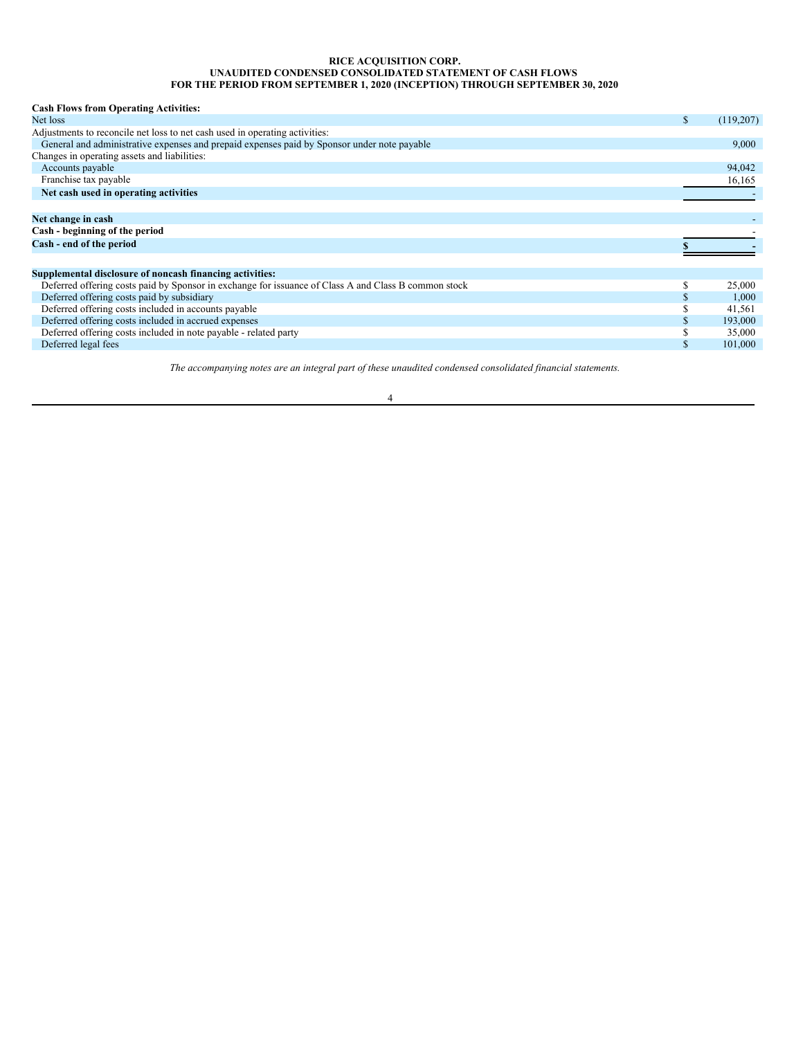**RICE ACQUISITION CORP.**
**UNAUDITED CONDENSED CONSOLIDATED STATEMENT OF CASH FLOWS**
**FOR THE PERIOD FROM SEPTEMBER 1, 2020 (INCEPTION) THROUGH SEPTEMBER 30, 2020**

| | | |
|---|---|---|
| **Cash Flows from Operating Activities:** | | |
| Net loss | $ | (119,207) |
| Adjustments to reconcile net loss to net cash used in operating activities: | | |
| General and administrative expenses and prepaid expenses paid by Sponsor under note payable | | 9,000 |
| Changes in operating assets and liabilities: | | |
| Accounts payable | | 94,042 |
| Franchise tax payable | | 16,165 |
| **Net cash used in operating activities** | | - |
| | | |
| **Net change in cash** | | - |
| **Cash - beginning of the period** | | - |
| **Cash - end of the period** | **$** | **-** |
| | | |
| **Supplemental disclosure of noncash financing activities:** | | |
| Deferred offering costs paid by Sponsor in exchange for issuance of Class A and Class B common stock | $ | 25,000 |
| Deferred offering costs paid by subsidiary | $ | 1,000 |
| Deferred offering costs included in accounts payable | $ | 41,561 |
| Deferred offering costs included in accrued expenses | $ | 193,000 |
| Deferred offering costs included in note payable - related party | $ | 35,000 |
| Deferred legal fees | $ | 101,000 |

*The accompanying notes are an integral part of these unaudited condensed consolidated financial statements.*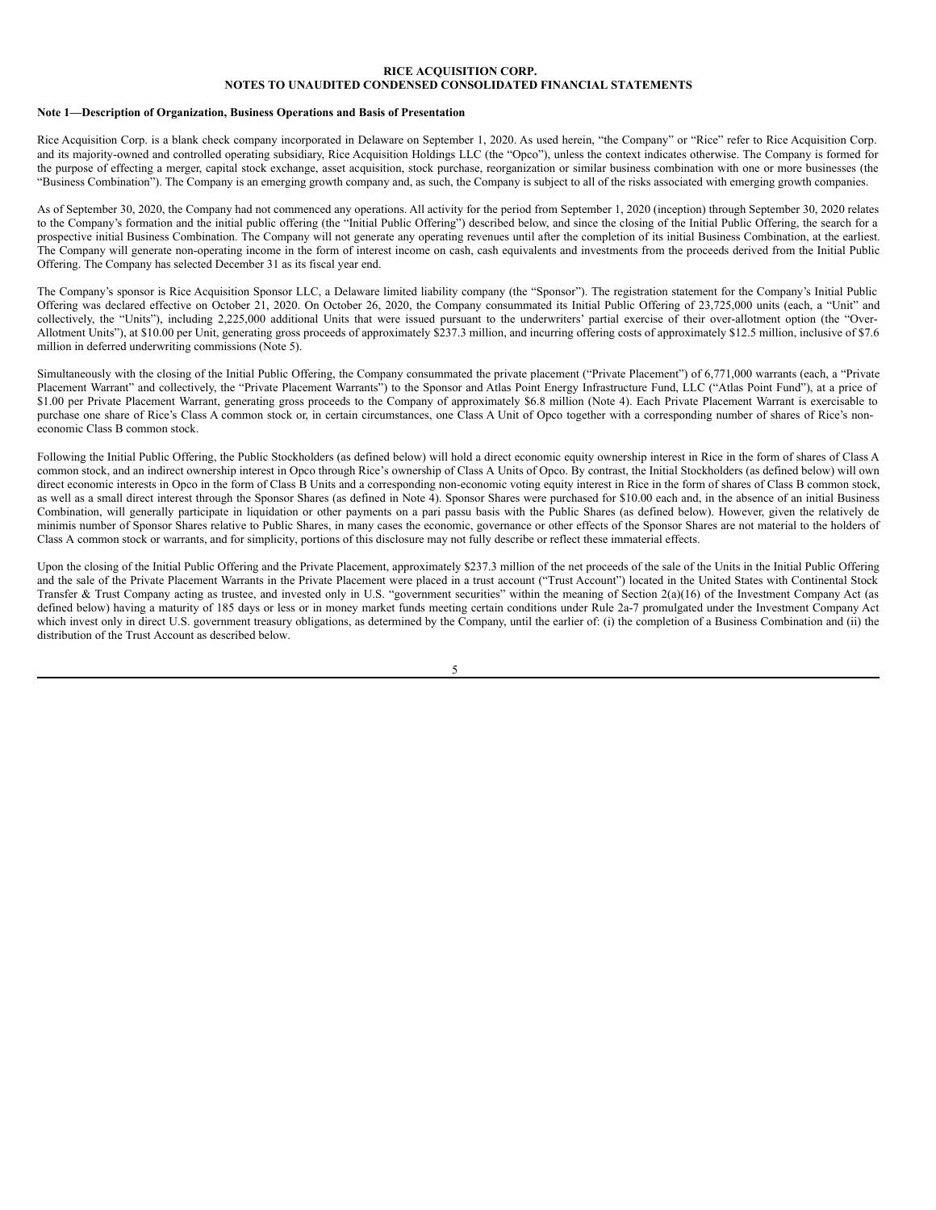**RICE ACQUISITION CORP.**
**NOTES TO UNAUDITED CONDENSED CONSOLIDATED FINANCIAL STATEMENTS**

**Note 1—Description of Organization, Business Operations and Basis of Presentation**

Rice Acquisition Corp. is a blank check company incorporated in Delaware on September 1, 2020. As used herein, "the Company" or "Rice" refer to Rice Acquisition Corp. and its majority-owned and controlled operating subsidiary, Rice Acquisition Holdings LLC (the "Opco"), unless the context indicates otherwise. The Company is formed for the purpose of effecting a merger, capital stock exchange, asset acquisition, stock purchase, reorganization or similar business combination with one or more businesses (the "Business Combination"). The Company is an emerging growth company and, as such, the Company is subject to all of the risks associated with emerging growth companies.

As of September 30, 2020, the Company had not commenced any operations. All activity for the period from September 1, 2020 (inception) through September 30, 2020 relates to the Company's formation and the initial public offering (the "Initial Public Offering") described below, and since the closing of the Initial Public Offering, the search for a prospective initial Business Combination. The Company will not generate any operating revenues until after the completion of its initial Business Combination, at the earliest. The Company will generate non-operating income in the form of interest income on cash, cash equivalents and investments from the proceeds derived from the Initial Public Offering. The Company has selected December 31 as its fiscal year end.

The Company's sponsor is Rice Acquisition Sponsor LLC, a Delaware limited liability company (the "Sponsor"). The registration statement for the Company's Initial Public Offering was declared effective on October 21, 2020. On October 26, 2020, the Company consummated its Initial Public Offering of 23,725,000 units (each, a "Unit" and collectively, the "Units"), including 2,225,000 additional Units that were issued pursuant to the underwriters' partial exercise of their over-allotment option (the "Over-Allotment Units"), at $10.00 per Unit, generating gross proceeds of approximately $237.3 million, and incurring offering costs of approximately $12.5 million, inclusive of $7.6 million in deferred underwriting commissions (Note 5).

Simultaneously with the closing of the Initial Public Offering, the Company consummated the private placement ("Private Placement") of 6,771,000 warrants (each, a "Private Placement Warrant" and collectively, the "Private Placement Warrants") to the Sponsor and Atlas Point Energy Infrastructure Fund, LLC ("Atlas Point Fund"), at a price of $1.00 per Private Placement Warrant, generating gross proceeds to the Company of approximately $6.8 million (Note 4). Each Private Placement Warrant is exercisable to purchase one share of Rice's Class A common stock or, in certain circumstances, one Class A Unit of Opco together with a corresponding number of shares of Rice's non-economic Class B common stock.

Following the Initial Public Offering, the Public Stockholders (as defined below) will hold a direct economic equity ownership interest in Rice in the form of shares of Class A common stock, and an indirect ownership interest in Opco through Rice's ownership of Class A Units of Opco. By contrast, the Initial Stockholders (as defined below) will own direct economic interests in Opco in the form of Class B Units and a corresponding non-economic voting equity interest in Rice in the form of shares of Class B common stock, as well as a small direct interest through the Sponsor Shares (as defined in Note 4). Sponsor Shares were purchased for $10.00 each and, in the absence of an initial Business Combination, will generally participate in liquidation or other payments on a pari passu basis with the Public Shares (as defined below). However, given the relatively de minimis number of Sponsor Shares relative to Public Shares, in many cases the economic, governance or other effects of the Sponsor Shares are not material to the holders of Class A common stock or warrants, and for simplicity, portions of this disclosure may not fully describe or reflect these immaterial effects.

Upon the closing of the Initial Public Offering and the Private Placement, approximately $237.3 million of the net proceeds of the sale of the Units in the Initial Public Offering and the sale of the Private Placement Warrants in the Private Placement were placed in a trust account ("Trust Account") located in the United States with Continental Stock Transfer & Trust Company acting as trustee, and invested only in U.S. "government securities" within the meaning of Section 2(a)(16) of the Investment Company Act (as defined below) having a maturity of 185 days or less or in money market funds meeting certain conditions under Rule 2a-7 promulgated under the Investment Company Act which invest only in direct U.S. government treasury obligations, as determined by the Company, until the earlier of: (i) the completion of a Business Combination and (ii) the distribution of the Trust Account as described below.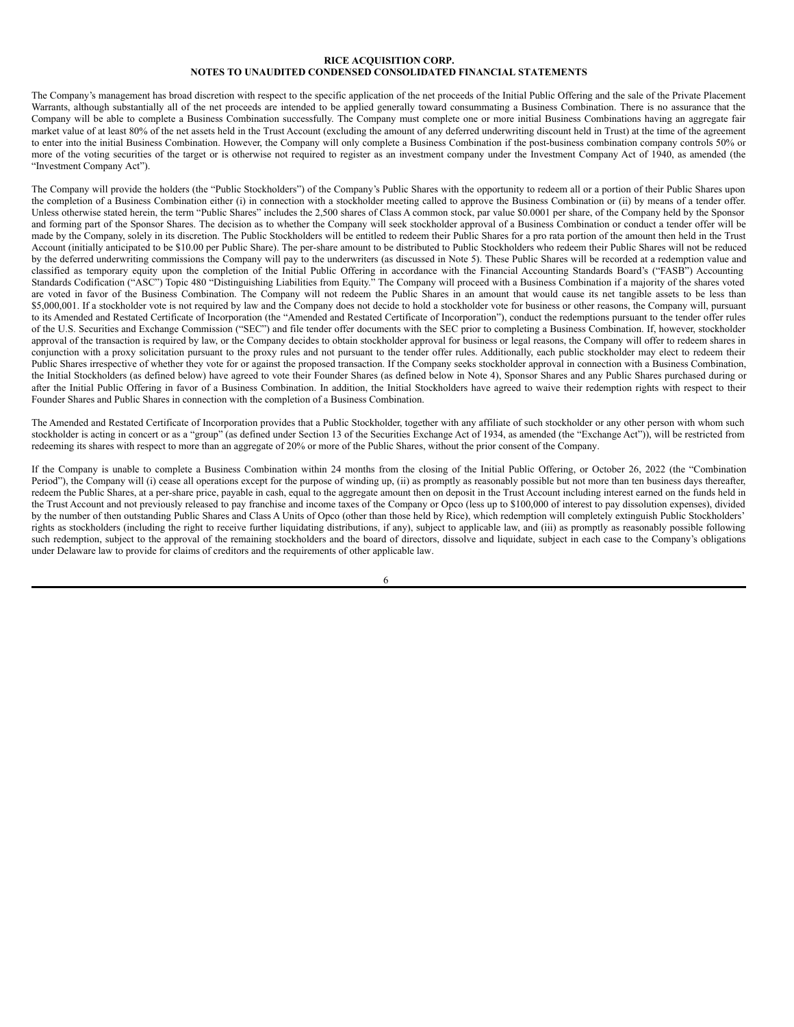**RICE ACQUISITION CORP.**
**NOTES TO UNAUDITED CONDENSED CONSOLIDATED FINANCIAL STATEMENTS**

The Company's management has broad discretion with respect to the specific application of the net proceeds of the Initial Public Offering and the sale of the Private Placement Warrants, although substantially all of the net proceeds are intended to be applied generally toward consummating a Business Combination. There is no assurance that the Company will be able to complete a Business Combination successfully. The Company must complete one or more initial Business Combinations having an aggregate fair market value of at least 80% of the net assets held in the Trust Account (excluding the amount of any deferred underwriting discount held in Trust) at the time of the agreement to enter into the initial Business Combination. However, the Company will only complete a Business Combination if the post-business combination company controls 50% or more of the voting securities of the target or is otherwise not required to register as an investment company under the Investment Company Act of 1940, as amended (the "Investment Company Act").

The Company will provide the holders (the "Public Stockholders") of the Company's Public Shares with the opportunity to redeem all or a portion of their Public Shares upon the completion of a Business Combination either (i) in connection with a stockholder meeting called to approve the Business Combination or (ii) by means of a tender offer. Unless otherwise stated herein, the term "Public Shares" includes the 2,500 shares of Class A common stock, par value $0.0001 per share, of the Company held by the Sponsor and forming part of the Sponsor Shares. The decision as to whether the Company will seek stockholder approval of a Business Combination or conduct a tender offer will be made by the Company, solely in its discretion. The Public Stockholders will be entitled to redeem their Public Shares for a pro rata portion of the amount then held in the Trust Account (initially anticipated to be $10.00 per Public Share). The per-share amount to be distributed to Public Stockholders who redeem their Public Shares will not be reduced by the deferred underwriting commissions the Company will pay to the underwriters (as discussed in Note 5). These Public Shares will be recorded at a redemption value and classified as temporary equity upon the completion of the Initial Public Offering in accordance with the Financial Accounting Standards Board's ("FASB") Accounting Standards Codification ("ASC") Topic 480 "Distinguishing Liabilities from Equity." The Company will proceed with a Business Combination if a majority of the shares voted are voted in favor of the Business Combination. The Company will not redeem the Public Shares in an amount that would cause its net tangible assets to be less than $5,000,001. If a stockholder vote is not required by law and the Company does not decide to hold a stockholder vote for business or other reasons, the Company will, pursuant to its Amended and Restated Certificate of Incorporation (the "Amended and Restated Certificate of Incorporation"), conduct the redemptions pursuant to the tender offer rules of the U.S. Securities and Exchange Commission ("SEC") and file tender offer documents with the SEC prior to completing a Business Combination. If, however, stockholder approval of the transaction is required by law, or the Company decides to obtain stockholder approval for business or legal reasons, the Company will offer to redeem shares in conjunction with a proxy solicitation pursuant to the proxy rules and not pursuant to the tender offer rules. Additionally, each public stockholder may elect to redeem their Public Shares irrespective of whether they vote for or against the proposed transaction. If the Company seeks stockholder approval in connection with a Business Combination, the Initial Stockholders (as defined below) have agreed to vote their Founder Shares (as defined below in Note 4), Sponsor Shares and any Public Shares purchased during or after the Initial Public Offering in favor of a Business Combination. In addition, the Initial Stockholders have agreed to waive their redemption rights with respect to their Founder Shares and Public Shares in connection with the completion of a Business Combination.

The Amended and Restated Certificate of Incorporation provides that a Public Stockholder, together with any affiliate of such stockholder or any other person with whom such stockholder is acting in concert or as a "group" (as defined under Section 13 of the Securities Exchange Act of 1934, as amended (the "Exchange Act")), will be restricted from redeeming its shares with respect to more than an aggregate of 20% or more of the Public Shares, without the prior consent of the Company.

If the Company is unable to complete a Business Combination within 24 months from the closing of the Initial Public Offering, or October 26, 2022 (the "Combination Period"), the Company will (i) cease all operations except for the purpose of winding up, (ii) as promptly as reasonably possible but not more than ten business days thereafter, redeem the Public Shares, at a per-share price, payable in cash, equal to the aggregate amount then on deposit in the Trust Account including interest earned on the funds held in the Trust Account and not previously released to pay franchise and income taxes of the Company or Opco (less up to $100,000 of interest to pay dissolution expenses), divided by the number of then outstanding Public Shares and Class A Units of Opco (other than those held by Rice), which redemption will completely extinguish Public Stockholders' rights as stockholders (including the right to receive further liquidating distributions, if any), subject to applicable law, and (iii) as promptly as reasonably possible following such redemption, subject to the approval of the remaining stockholders and the board of directors, dissolve and liquidate, subject in each case to the Company's obligations under Delaware law to provide for claims of creditors and the requirements of other applicable law.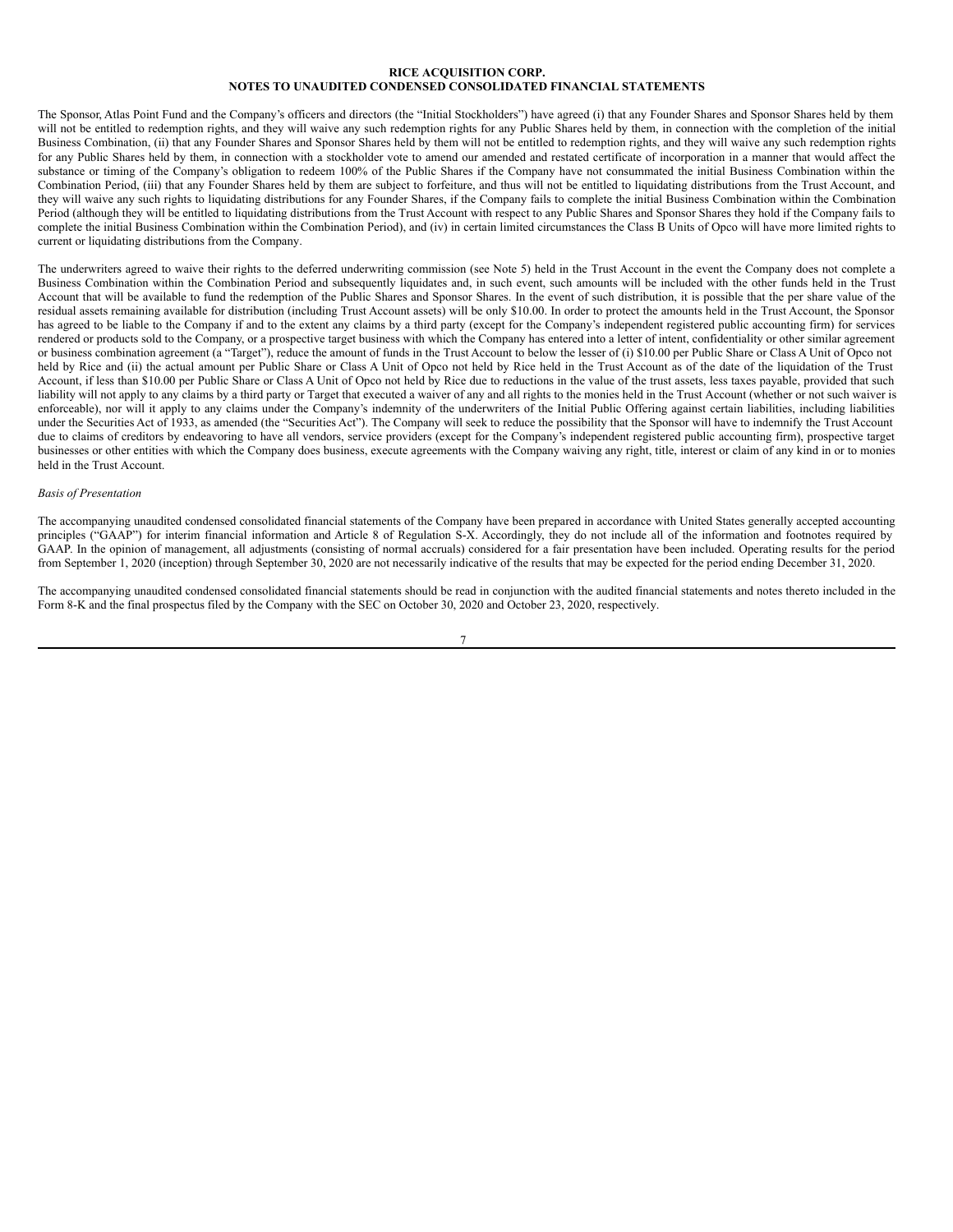The Sponsor, Atlas Point Fund and the Company's officers and directors (the "Initial Stockholders") have agreed (i) that any Founder Shares and Sponsor Shares held by them will not be entitled to redemption rights, and they will waive any such redemption rights for any Public Shares held by them, in connection with the completion of the initial Business Combination, (ii) that any Founder Shares and Sponsor Shares held by them will not be entitled to redemption rights, and they will waive any such redemption rights for any Public Shares held by them, in connection with a stockholder vote to amend our amended and restated certificate of incorporation in a manner that would affect the substance or timing of the Company's obligation to redeem 100% of the Public Shares if the Company have not consummated the initial Business Combination within the Combination Period, (iii) that any Founder Shares held by them are subject to forfeiture, and thus will not be entitled to liquidating distributions from the Trust Account, and they will waive any such rights to liquidating distributions for any Founder Shares, if the Company fails to complete the initial Business Combination within the Combination Period (although they will be entitled to liquidating distributions from the Trust Account with respect to any Public Shares and Sponsor Shares they hold if the Company fails to complete the initial Business Combination within the Combination Period), and (iv) in certain limited circumstances the Class B Units of Opco will have more limited rights to current or liquidating distributions from the Company.

The underwriters agreed to waive their rights to the deferred underwriting commission (see Note 5) held in the Trust Account in the event the Company does not complete a Business Combination within the Combination Period and subsequently liquidates and, in such event, such amounts will be included with the other funds held in the Trust Account that will be available to fund the redemption of the Public Shares and Sponsor Shares. In the event of such distribution, it is possible that the per share value of the residual assets remaining available for distribution (including Trust Account assets) will be only $10.00. In order to protect the amounts held in the Trust Account, the Sponsor has agreed to be liable to the Company if and to the extent any claims by a third party (except for the Company's independent registered public accounting firm) for services rendered or products sold to the Company, or a prospective target business with which the Company has entered into a letter of intent, confidentiality or other similar agreement or business combination agreement (a "Target"), reduce the amount of funds in the Trust Account to below the lesser of (i) $10.00 per Public Share or Class A Unit of Opco not held by Rice and (ii) the actual amount per Public Share or Class A Unit of Opco not held by Rice held in the Trust Account as of the date of the liquidation of the Trust Account, if less than $10.00 per Public Share or Class A Unit of Opco not held by Rice due to reductions in the value of the trust assets, less taxes payable, provided that such liability will not apply to any claims by a third party or Target that executed a waiver of any and all rights to the monies held in the Trust Account (whether or not such waiver is enforceable), nor will it apply to any claims under the Company's indemnity of the underwriters of the Initial Public Offering against certain liabilities, including liabilities under the Securities Act of 1933, as amended (the "Securities Act"). The Company will seek to reduce the possibility that the Sponsor will have to indemnify the Trust Account due to claims of creditors by endeavoring to have all vendors, service providers (except for the Company's independent registered public accounting firm), prospective target businesses or other entities with which the Company does business, execute agreements with the Company waiving any right, title, interest or claim of any kind in or to monies held in the Trust Account.

*Basis of Presentation*

The accompanying unaudited condensed consolidated financial statements of the Company have been prepared in accordance with United States generally accepted accounting principles ("GAAP") for interim financial information and Article 8 of Regulation S-X. Accordingly, they do not include all of the information and footnotes required by GAAP. In the opinion of management, all adjustments (consisting of normal accruals) considered for a fair presentation have been included. Operating results for the period from September 1, 2020 (inception) through September 30, 2020 are not necessarily indicative of the results that may be expected for the period ending December 31, 2020.

The accompanying unaudited condensed consolidated financial statements should be read in conjunction with the audited financial statements and notes thereto included in the Form 8-K and the final prospectus filed by the Company with the SEC on October 30, 2020 and October 23, 2020, respectively.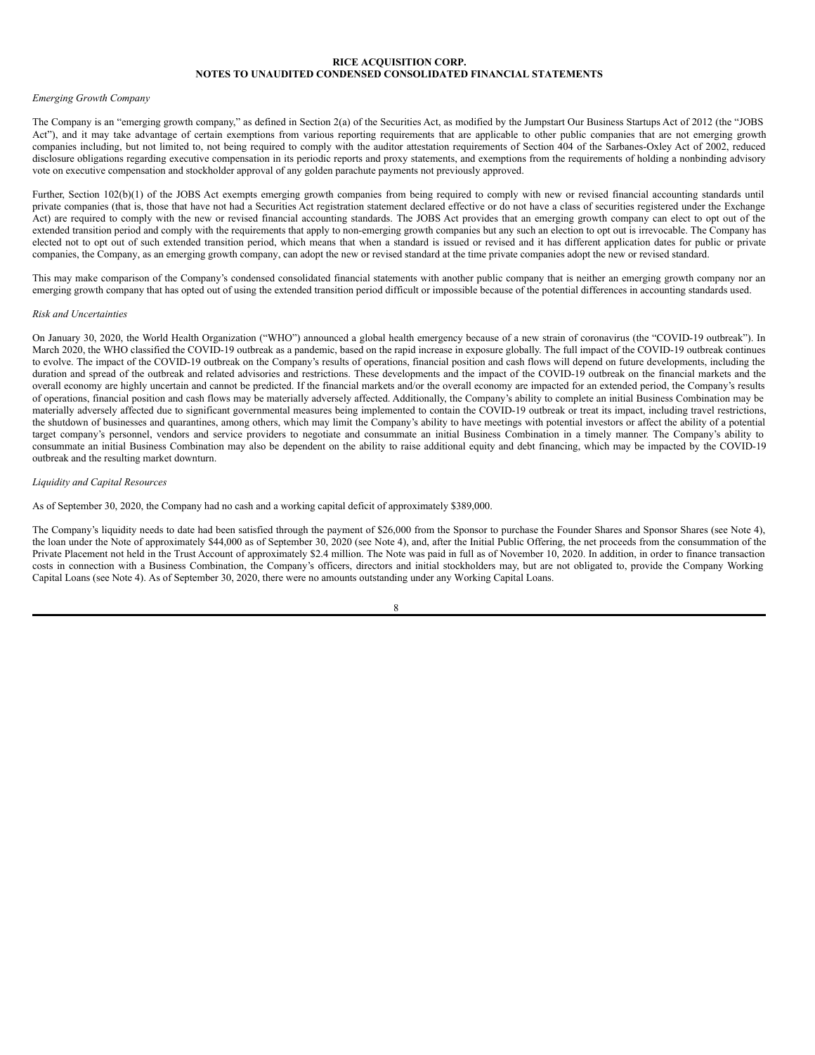**RICE ACQUISITION CORP.**
**NOTES TO UNAUDITED CONDENSED CONSOLIDATED FINANCIAL STATEMENTS**

*Emerging Growth Company*

The Company is an "emerging growth company," as defined in Section 2(a) of the Securities Act, as modified by the Jumpstart Our Business Startups Act of 2012 (the "JOBS Act"), and it may take advantage of certain exemptions from various reporting requirements that are applicable to other public companies that are not emerging growth companies including, but not limited to, not being required to comply with the auditor attestation requirements of Section 404 of the Sarbanes-Oxley Act of 2002, reduced disclosure obligations regarding executive compensation in its periodic reports and proxy statements, and exemptions from the requirements of holding a nonbinding advisory vote on executive compensation and stockholder approval of any golden parachute payments not previously approved.

Further, Section 102(b)(1) of the JOBS Act exempts emerging growth companies from being required to comply with new or revised financial accounting standards until private companies (that is, those that have not had a Securities Act registration statement declared effective or do not have a class of securities registered under the Exchange Act) are required to comply with the new or revised financial accounting standards. The JOBS Act provides that an emerging growth company can elect to opt out of the extended transition period and comply with the requirements that apply to non-emerging growth companies but any such an election to opt out is irrevocable. The Company has elected not to opt out of such extended transition period, which means that when a standard is issued or revised and it has different application dates for public or private companies, the Company, as an emerging growth company, can adopt the new or revised standard at the time private companies adopt the new or revised standard.

This may make comparison of the Company's condensed consolidated financial statements with another public company that is neither an emerging growth company nor an emerging growth company that has opted out of using the extended transition period difficult or impossible because of the potential differences in accounting standards used.

*Risk and Uncertainties*

On January 30, 2020, the World Health Organization ("WHO") announced a global health emergency because of a new strain of coronavirus (the "COVID-19 outbreak"). In March 2020, the WHO classified the COVID-19 outbreak as a pandemic, based on the rapid increase in exposure globally. The full impact of the COVID-19 outbreak continues to evolve. The impact of the COVID-19 outbreak on the Company's results of operations, financial position and cash flows will depend on future developments, including the duration and spread of the outbreak and related advisories and restrictions. These developments and the impact of the COVID-19 outbreak on the financial markets and the overall economy are highly uncertain and cannot be predicted. If the financial markets and/or the overall economy are impacted for an extended period, the Company's results of operations, financial position and cash flows may be materially adversely affected. Additionally, the Company's ability to complete an initial Business Combination may be materially adversely affected due to significant governmental measures being implemented to contain the COVID-19 outbreak or treat its impact, including travel restrictions, the shutdown of businesses and quarantines, among others, which may limit the Company's ability to have meetings with potential investors or affect the ability of a potential target company's personnel, vendors and service providers to negotiate and consummate an initial Business Combination in a timely manner. The Company's ability to consummate an initial Business Combination may also be dependent on the ability to raise additional equity and debt financing, which may be impacted by the COVID-19 outbreak and the resulting market downturn.

*Liquidity and Capital Resources*

As of September 30, 2020, the Company had no cash and a working capital deficit of approximately $389,000.

The Company's liquidity needs to date had been satisfied through the payment of $26,000 from the Sponsor to purchase the Founder Shares and Sponsor Shares (see Note 4), the loan under the Note of approximately $44,000 as of September 30, 2020 (see Note 4), and, after the Initial Public Offering, the net proceeds from the consummation of the Private Placement not held in the Trust Account of approximately $2.4 million. The Note was paid in full as of November 10, 2020. In addition, in order to finance transaction costs in connection with a Business Combination, the Company's officers, directors and initial stockholders may, but are not obligated to, provide the Company Working Capital Loans (see Note 4). As of September 30, 2020, there were no amounts outstanding under any Working Capital Loans.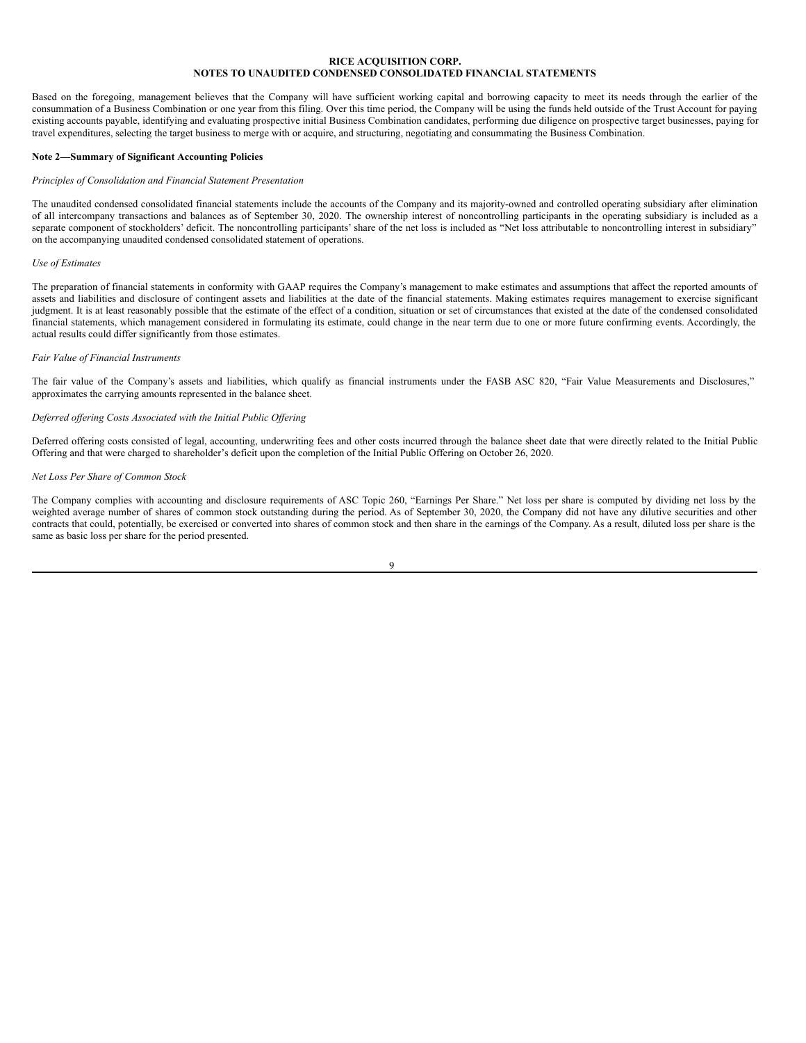Based on the foregoing, management believes that the Company will have sufficient working capital and borrowing capacity to meet its needs through the earlier of the consummation of a Business Combination or one year from this filing. Over this time period, the Company will be using the funds held outside of the Trust Account for paying existing accounts payable, identifying and evaluating prospective initial Business Combination candidates, performing due diligence on prospective target businesses, paying for travel expenditures, selecting the target business to merge with or acquire, and structuring, negotiating and consummating the Business Combination.

**Note 2—Summary of Significant Accounting Policies**

*Principles of Consolidation and Financial Statement Presentation*

The unaudited condensed consolidated financial statements include the accounts of the Company and its majority-owned and controlled operating subsidiary after elimination of all intercompany transactions and balances as of September 30, 2020. The ownership interest of noncontrolling participants in the operating subsidiary is included as a separate component of stockholders' deficit. The noncontrolling participants' share of the net loss is included as "Net loss attributable to noncontrolling interest in subsidiary" on the accompanying unaudited condensed consolidated statement of operations.

*Use of Estimates*

The preparation of financial statements in conformity with GAAP requires the Company's management to make estimates and assumptions that affect the reported amounts of assets and liabilities and disclosure of contingent assets and liabilities at the date of the financial statements. Making estimates requires management to exercise significant judgment. It is at least reasonably possible that the estimate of the effect of a condition, situation or set of circumstances that existed at the date of the condensed consolidated financial statements, which management considered in formulating its estimate, could change in the near term due to one or more future confirming events. Accordingly, the actual results could differ significantly from those estimates.

*Fair Value of Financial Instruments*

The fair value of the Company's assets and liabilities, which qualify as financial instruments under the FASB ASC 820, "Fair Value Measurements and Disclosures," approximates the carrying amounts represented in the balance sheet.

*Deferred offering Costs Associated with the Initial Public Offering*

Deferred offering costs consisted of legal, accounting, underwriting fees and other costs incurred through the balance sheet date that were directly related to the Initial Public Offering and that were charged to shareholder's deficit upon the completion of the Initial Public Offering on October 26, 2020.

*Net Loss Per Share of Common Stock*

The Company complies with accounting and disclosure requirements of ASC Topic 260, "Earnings Per Share." Net loss per share is computed by dividing net loss by the weighted average number of shares of common stock outstanding during the period. As of September 30, 2020, the Company did not have any dilutive securities and other contracts that could, potentially, be exercised or converted into shares of common stock and then share in the earnings of the Company. As a result, diluted loss per share is the same as basic loss per share for the period presented.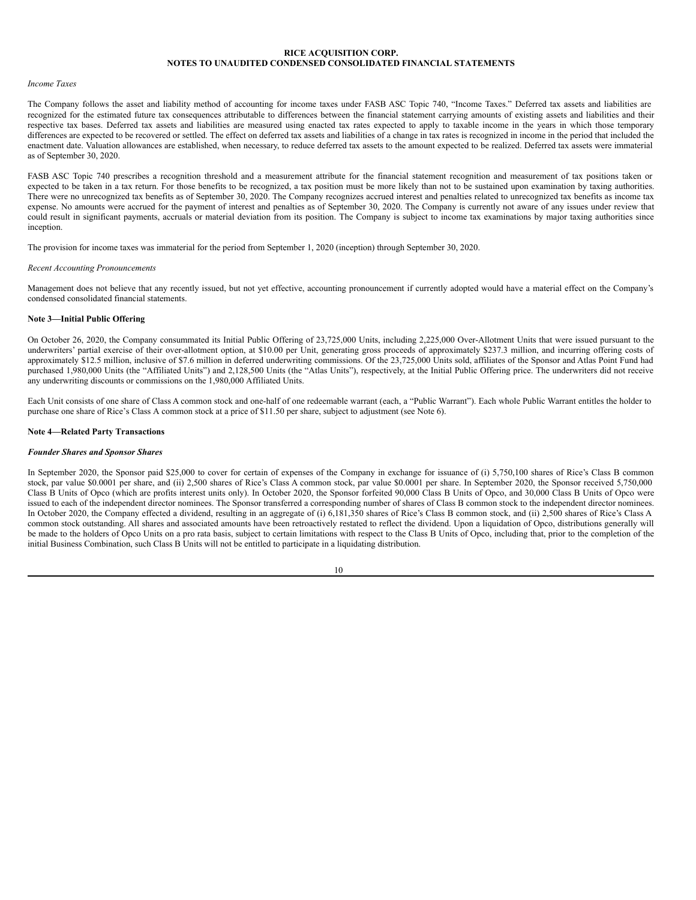*Income Taxes*

The Company follows the asset and liability method of accounting for income taxes under FASB ASC Topic 740, "Income Taxes." Deferred tax assets and liabilities are recognized for the estimated future tax consequences attributable to differences between the financial statement carrying amounts of existing assets and liabilities and their respective tax bases. Deferred tax assets and liabilities are measured using enacted tax rates expected to apply to taxable income in the years in which those temporary differences are expected to be recovered or settled. The effect on deferred tax assets and liabilities of a change in tax rates is recognized in income in the period that included the enactment date. Valuation allowances are established, when necessary, to reduce deferred tax assets to the amount expected to be realized. Deferred tax assets were immaterial as of September 30, 2020.

FASB ASC Topic 740 prescribes a recognition threshold and a measurement attribute for the financial statement recognition and measurement of tax positions taken or expected to be taken in a tax return. For those benefits to be recognized, a tax position must be more likely than not to be sustained upon examination by taxing authorities. There were no unrecognized tax benefits as of September 30, 2020. The Company recognizes accrued interest and penalties related to unrecognized tax benefits as income tax expense. No amounts were accrued for the payment of interest and penalties as of September 30, 2020. The Company is currently not aware of any issues under review that could result in significant payments, accruals or material deviation from its position. The Company is subject to income tax examinations by major taxing authorities since inception.

The provision for income taxes was immaterial for the period from September 1, 2020 (inception) through September 30, 2020.

*Recent Accounting Pronouncements*

Management does not believe that any recently issued, but not yet effective, accounting pronouncement if currently adopted would have a material effect on the Company's condensed consolidated financial statements.

**Note 3—Initial Public Offering**

On October 26, 2020, the Company consummated its Initial Public Offering of 23,725,000 Units, including 2,225,000 Over-Allotment Units that were issued pursuant to the underwriters' partial exercise of their over-allotment option, at $10.00 per Unit, generating gross proceeds of approximately $237.3 million, and incurring offering costs of approximately $12.5 million, inclusive of $7.6 million in deferred underwriting commissions. Of the 23,725,000 Units sold, affiliates of the Sponsor and Atlas Point Fund had purchased 1,980,000 Units (the "Affiliated Units") and 2,128,500 Units (the "Atlas Units"), respectively, at the Initial Public Offering price. The underwriters did not receive any underwriting discounts or commissions on the 1,980,000 Affiliated Units.

Each Unit consists of one share of Class A common stock and one-half of one redeemable warrant (each, a "Public Warrant"). Each whole Public Warrant entitles the holder to purchase one share of Rice's Class A common stock at a price of $11.50 per share, subject to adjustment (see Note 6).

**Note 4—Related Party Transactions**

***Founder Shares and Sponsor Shares***

In September 2020, the Sponsor paid $25,000 to cover for certain of expenses of the Company in exchange for issuance of (i) 5,750,100 shares of Rice's Class B common stock, par value $0.0001 per share, and (ii) 2,500 shares of Rice's Class A common stock, par value $0.0001 per share. In September 2020, the Sponsor received 5,750,000 Class B Units of Opco (which are profits interest units only). In October 2020, the Sponsor forfeited 90,000 Class B Units of Opco, and 30,000 Class B Units of Opco were issued to each of the independent director nominees. The Sponsor transferred a corresponding number of shares of Class B common stock to the independent director nominees. In October 2020, the Company effected a dividend, resulting in an aggregate of (i) 6,181,350 shares of Rice's Class B common stock, and (ii) 2,500 shares of Rice's Class A common stock outstanding. All shares and associated amounts have been retroactively restated to reflect the dividend. Upon a liquidation of Opco, distributions generally will be made to the holders of Opco Units on a pro rata basis, subject to certain limitations with respect to the Class B Units of Opco, including that, prior to the completion of the initial Business Combination, such Class B Units will not be entitled to participate in a liquidating distribution.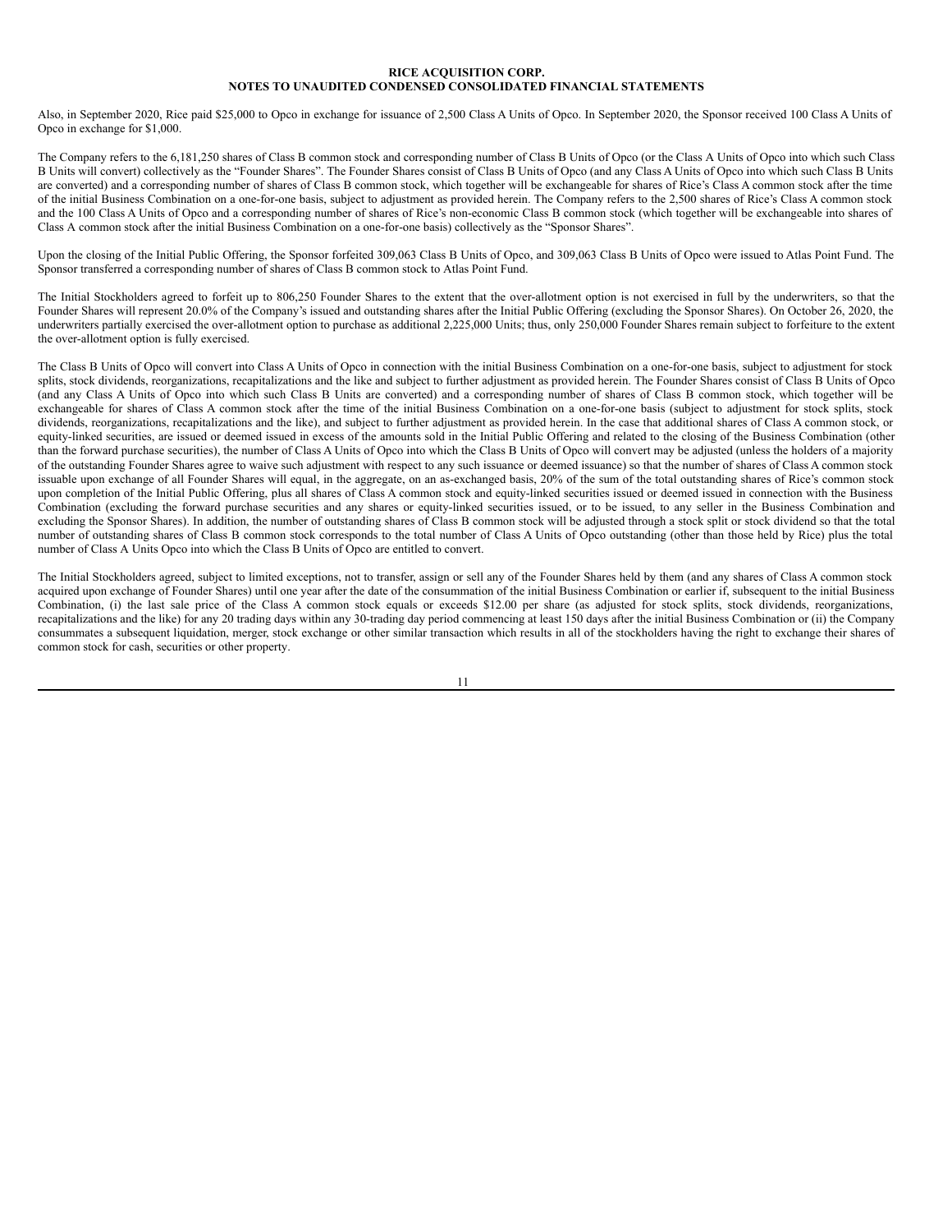Also, in September 2020, Rice paid $25,000 to Opco in exchange for issuance of 2,500 Class A Units of Opco. In September 2020, the Sponsor received 100 Class A Units of Opco in exchange for $1,000.

The Company refers to the 6,181,250 shares of Class B common stock and corresponding number of Class B Units of Opco (or the Class A Units of Opco into which such Class B Units will convert) collectively as the "Founder Shares". The Founder Shares consist of Class B Units of Opco (and any Class A Units of Opco into which such Class B Units are converted) and a corresponding number of shares of Class B common stock, which together will be exchangeable for shares of Rice's Class A common stock after the time of the initial Business Combination on a one-for-one basis, subject to adjustment as provided herein. The Company refers to the 2,500 shares of Rice's Class A common stock and the 100 Class A Units of Opco and a corresponding number of shares of Rice's non-economic Class B common stock (which together will be exchangeable into shares of Class A common stock after the initial Business Combination on a one-for-one basis) collectively as the "Sponsor Shares".

Upon the closing of the Initial Public Offering, the Sponsor forfeited 309,063 Class B Units of Opco, and 309,063 Class B Units of Opco were issued to Atlas Point Fund. The Sponsor transferred a corresponding number of shares of Class B common stock to Atlas Point Fund.

The Initial Stockholders agreed to forfeit up to 806,250 Founder Shares to the extent that the over-allotment option is not exercised in full by the underwriters, so that the Founder Shares will represent 20.0% of the Company's issued and outstanding shares after the Initial Public Offering (excluding the Sponsor Shares). On October 26, 2020, the underwriters partially exercised the over-allotment option to purchase as additional 2,225,000 Units; thus, only 250,000 Founder Shares remain subject to forfeiture to the extent the over-allotment option is fully exercised.

The Class B Units of Opco will convert into Class A Units of Opco in connection with the initial Business Combination on a one-for-one basis, subject to adjustment for stock splits, stock dividends, reorganizations, recapitalizations and the like and subject to further adjustment as provided herein. The Founder Shares consist of Class B Units of Opco (and any Class A Units of Opco into which such Class B Units are converted) and a corresponding number of shares of Class B common stock, which together will be exchangeable for shares of Class A common stock after the time of the initial Business Combination on a one-for-one basis (subject to adjustment for stock splits, stock dividends, reorganizations, recapitalizations and the like), and subject to further adjustment as provided herein. In the case that additional shares of Class A common stock, or equity-linked securities, are issued or deemed issued in excess of the amounts sold in the Initial Public Offering and related to the closing of the Business Combination (other than the forward purchase securities), the number of Class A Units of Opco into which the Class B Units of Opco will convert may be adjusted (unless the holders of a majority of the outstanding Founder Shares agree to waive such adjustment with respect to any such issuance or deemed issuance) so that the number of shares of Class A common stock issuable upon exchange of all Founder Shares will equal, in the aggregate, on an as-exchanged basis, 20% of the sum of the total outstanding shares of Rice's common stock upon completion of the Initial Public Offering, plus all shares of Class A common stock and equity-linked securities issued or deemed issued in connection with the Business Combination (excluding the forward purchase securities and any shares or equity-linked securities issued, or to be issued, to any seller in the Business Combination and excluding the Sponsor Shares). In addition, the number of outstanding shares of Class B common stock will be adjusted through a stock split or stock dividend so that the total number of outstanding shares of Class B common stock corresponds to the total number of Class A Units of Opco outstanding (other than those held by Rice) plus the total number of Class A Units Opco into which the Class B Units of Opco are entitled to convert.

The Initial Stockholders agreed, subject to limited exceptions, not to transfer, assign or sell any of the Founder Shares held by them (and any shares of Class A common stock acquired upon exchange of Founder Shares) until one year after the date of the consummation of the initial Business Combination or earlier if, subsequent to the initial Business Combination, (i) the last sale price of the Class A common stock equals or exceeds $12.00 per share (as adjusted for stock splits, stock dividends, reorganizations, recapitalizations and the like) for any 20 trading days within any 30-trading day period commencing at least 150 days after the initial Business Combination or (ii) the Company consummates a subsequent liquidation, merger, stock exchange or other similar transaction which results in all of the stockholders having the right to exchange their shares of common stock for cash, securities or other property.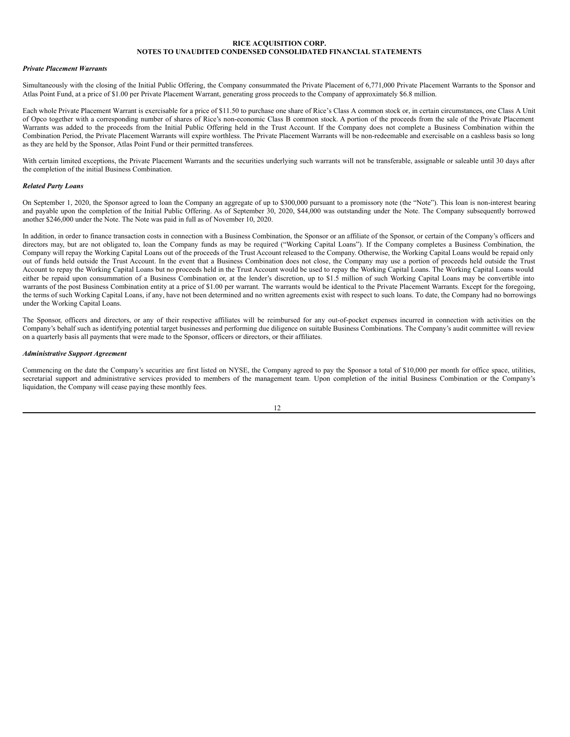*Private Placement Warrants*

Simultaneously with the closing of the Initial Public Offering, the Company consummated the Private Placement of 6,771,000 Private Placement Warrants to the Sponsor and Atlas Point Fund, at a price of $1.00 per Private Placement Warrant, generating gross proceeds to the Company of approximately $6.8 million.

Each whole Private Placement Warrant is exercisable for a price of $11.50 to purchase one share of Rice's Class A common stock or, in certain circumstances, one Class A Unit of Opco together with a corresponding number of shares of Rice's non-economic Class B common stock. A portion of the proceeds from the sale of the Private Placement Warrants was added to the proceeds from the Initial Public Offering held in the Trust Account. If the Company does not complete a Business Combination within the Combination Period, the Private Placement Warrants will expire worthless. The Private Placement Warrants will be non-redeemable and exercisable on a cashless basis so long as they are held by the Sponsor, Atlas Point Fund or their permitted transferees.

With certain limited exceptions, the Private Placement Warrants and the securities underlying such warrants will not be transferable, assignable or saleable until 30 days after the completion of the initial Business Combination.

*Related Party Loans*

On September 1, 2020, the Sponsor agreed to loan the Company an aggregate of up to $300,000 pursuant to a promissory note (the "Note"). This loan is non-interest bearing and payable upon the completion of the Initial Public Offering. As of September 30, 2020, $44,000 was outstanding under the Note. The Company subsequently borrowed another $246,000 under the Note. The Note was paid in full as of November 10, 2020.

In addition, in order to finance transaction costs in connection with a Business Combination, the Sponsor or an affiliate of the Sponsor, or certain of the Company's officers and directors may, but are not obligated to, loan the Company funds as may be required ("Working Capital Loans"). If the Company completes a Business Combination, the Company will repay the Working Capital Loans out of the proceeds of the Trust Account released to the Company. Otherwise, the Working Capital Loans would be repaid only out of funds held outside the Trust Account. In the event that a Business Combination does not close, the Company may use a portion of proceeds held outside the Trust Account to repay the Working Capital Loans but no proceeds held in the Trust Account would be used to repay the Working Capital Loans. The Working Capital Loans would either be repaid upon consummation of a Business Combination or, at the lender's discretion, up to $1.5 million of such Working Capital Loans may be convertible into warrants of the post Business Combination entity at a price of $1.00 per warrant. The warrants would be identical to the Private Placement Warrants. Except for the foregoing, the terms of such Working Capital Loans, if any, have not been determined and no written agreements exist with respect to such loans. To date, the Company had no borrowings under the Working Capital Loans.

The Sponsor, officers and directors, or any of their respective affiliates will be reimbursed for any out-of-pocket expenses incurred in connection with activities on the Company's behalf such as identifying potential target businesses and performing due diligence on suitable Business Combinations. The Company's audit committee will review on a quarterly basis all payments that were made to the Sponsor, officers or directors, or their affiliates.

*Administrative Support Agreement*

Commencing on the date the Company's securities are first listed on NYSE, the Company agreed to pay the Sponsor a total of $10,000 per month for office space, utilities, secretarial support and administrative services provided to members of the management team. Upon completion of the initial Business Combination or the Company's liquidation, the Company will cease paying these monthly fees.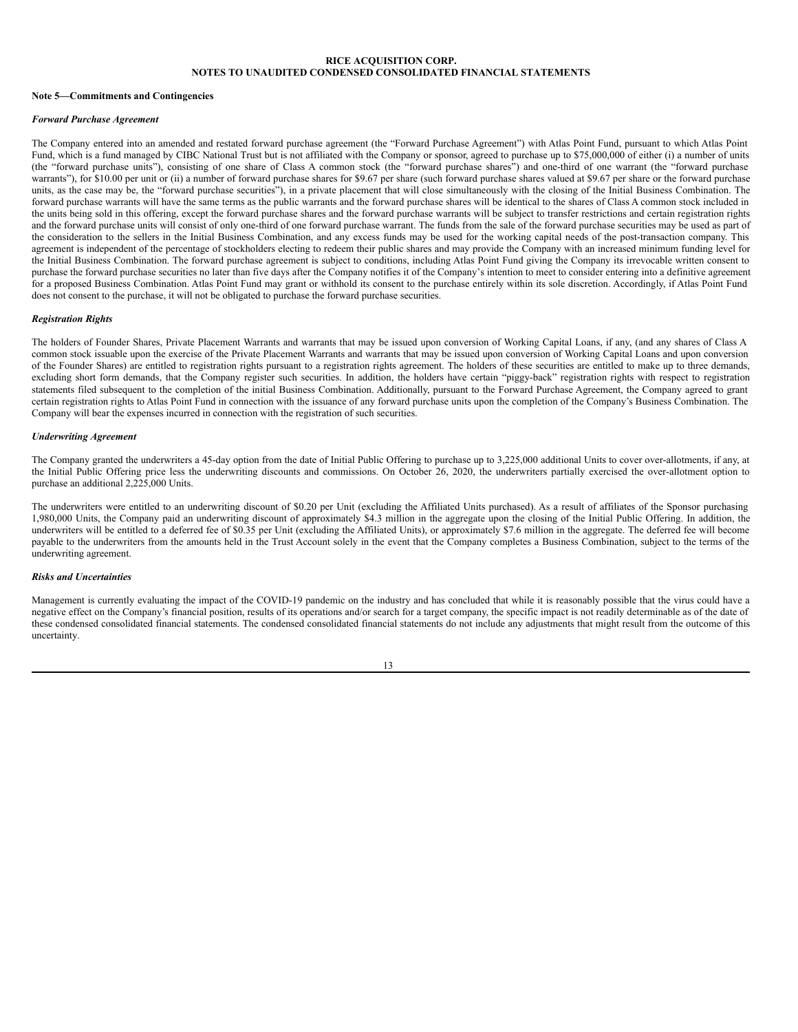# RICE ACQUISITION CORP.
# NOTES TO UNAUDITED CONDENSED CONSOLIDATED FINANCIAL STATEMENTS

**Note 5—Commitments and Contingencies**

***Forward Purchase Agreement***

The Company entered into an amended and restated forward purchase agreement (the "Forward Purchase Agreement") with Atlas Point Fund, pursuant to which Atlas Point Fund, which is a fund managed by CIBC National Trust but is not affiliated with the Company or sponsor, agreed to purchase up to $75,000,000 of either (i) a number of units (the "forward purchase units"), consisting of one share of Class A common stock (the "forward purchase shares") and one-third of one warrant (the "forward purchase warrants"), for $10.00 per unit or (ii) a number of forward purchase shares for $9.67 per share (such forward purchase shares valued at $9.67 per share or the forward purchase units, as the case may be, the "forward purchase securities"), in a private placement that will close simultaneously with the closing of the Initial Business Combination. The forward purchase warrants will have the same terms as the public warrants and the forward purchase shares will be identical to the shares of Class A common stock included in the units being sold in this offering, except the forward purchase shares and the forward purchase warrants will be subject to transfer restrictions and certain registration rights and the forward purchase units will consist of only one-third of one forward purchase warrant. The funds from the sale of the forward purchase securities may be used as part of the consideration to the sellers in the Initial Business Combination, and any excess funds may be used for the working capital needs of the post-transaction company. This agreement is independent of the percentage of stockholders electing to redeem their public shares and may provide the Company with an increased minimum funding level for the Initial Business Combination. The forward purchase agreement is subject to conditions, including Atlas Point Fund giving the Company its irrevocable written consent to purchase the forward purchase securities no later than five days after the Company notifies it of the Company's intention to meet to consider entering into a definitive agreement for a proposed Business Combination. Atlas Point Fund may grant or withhold its consent to the purchase entirely within its sole discretion. Accordingly, if Atlas Point Fund does not consent to the purchase, it will not be obligated to purchase the forward purchase securities.

***Registration Rights***

The holders of Founder Shares, Private Placement Warrants and warrants that may be issued upon conversion of Working Capital Loans, if any, (and any shares of Class A common stock issuable upon the exercise of the Private Placement Warrants and warrants that may be issued upon conversion of Working Capital Loans and upon conversion of the Founder Shares) are entitled to registration rights pursuant to a registration rights agreement. The holders of these securities are entitled to make up to three demands, excluding short form demands, that the Company register such securities. In addition, the holders have certain "piggy-back" registration rights with respect to registration statements filed subsequent to the completion of the initial Business Combination. Additionally, pursuant to the Forward Purchase Agreement, the Company agreed to grant certain registration rights to Atlas Point Fund in connection with the issuance of any forward purchase units upon the completion of the Company's Business Combination. The Company will bear the expenses incurred in connection with the registration of such securities.

***Underwriting Agreement***

The Company granted the underwriters a 45-day option from the date of Initial Public Offering to purchase up to 3,225,000 additional Units to cover over-allotments, if any, at the Initial Public Offering price less the underwriting discounts and commissions. On October 26, 2020, the underwriters partially exercised the over-allotment option to purchase an additional 2,225,000 Units.

The underwriters were entitled to an underwriting discount of $0.20 per Unit (excluding the Affiliated Units purchased). As a result of affiliates of the Sponsor purchasing 1,980,000 Units, the Company paid an underwriting discount of approximately $4.3 million in the aggregate upon the closing of the Initial Public Offering. In addition, the underwriters will be entitled to a deferred fee of $0.35 per Unit (excluding the Affiliated Units), or approximately $7.6 million in the aggregate. The deferred fee will become payable to the underwriters from the amounts held in the Trust Account solely in the event that the Company completes a Business Combination, subject to the terms of the underwriting agreement.

***Risks and Uncertainties***

Management is currently evaluating the impact of the COVID-19 pandemic on the industry and has concluded that while it is reasonably possible that the virus could have a negative effect on the Company's financial position, results of its operations and/or search for a target company, the specific impact is not readily determinable as of the date of these condensed consolidated financial statements. The condensed consolidated financial statements do not include any adjustments that might result from the outcome of this uncertainty.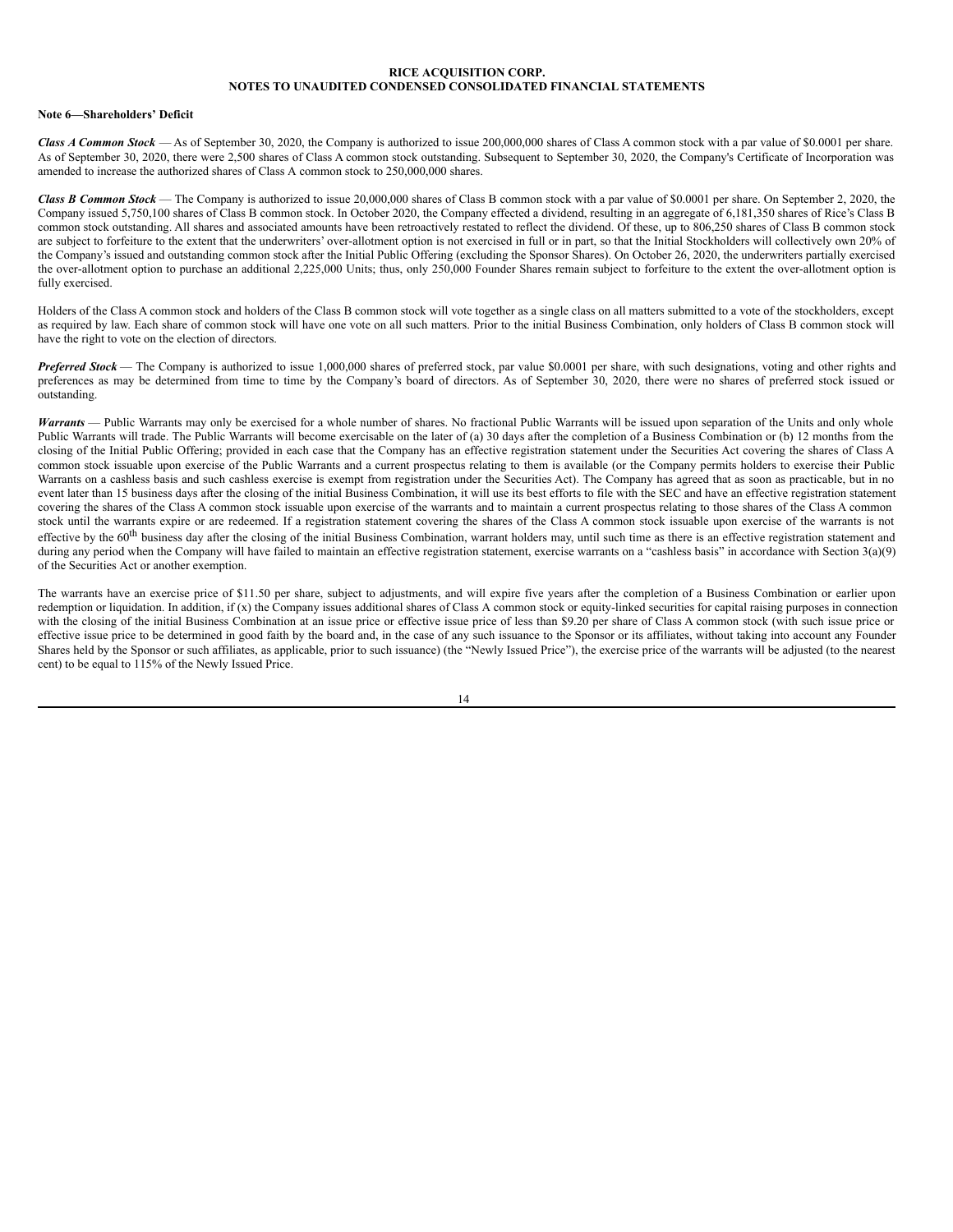**RICE ACQUISITION CORP.**
**NOTES TO UNAUDITED CONDENSED CONSOLIDATED FINANCIAL STATEMENTS**

**Note 6—Shareholders' Deficit**

***Class A Common Stock*** — As of September 30, 2020, the Company is authorized to issue 200,000,000 shares of Class A common stock with a par value of $0.0001 per share. As of September 30, 2020, there were 2,500 shares of Class A common stock outstanding. Subsequent to September 30, 2020, the Company's Certificate of Incorporation was amended to increase the authorized shares of Class A common stock to 250,000,000 shares.

***Class B Common Stock*** — The Company is authorized to issue 20,000,000 shares of Class B common stock with a par value of $0.0001 per share. On September 2, 2020, the Company issued 5,750,100 shares of Class B common stock. In October 2020, the Company effected a dividend, resulting in an aggregate of 6,181,350 shares of Rice's Class B common stock outstanding. All shares and associated amounts have been retroactively restated to reflect the dividend. Of these, up to 806,250 shares of Class B common stock are subject to forfeiture to the extent that the underwriters' over-allotment option is not exercised in full or in part, so that the Initial Stockholders will collectively own 20% of the Company's issued and outstanding common stock after the Initial Public Offering (excluding the Sponsor Shares). On October 26, 2020, the underwriters partially exercised the over-allotment option to purchase an additional 2,225,000 Units; thus, only 250,000 Founder Shares remain subject to forfeiture to the extent the over-allotment option is fully exercised.

Holders of the Class A common stock and holders of the Class B common stock will vote together as a single class on all matters submitted to a vote of the stockholders, except as required by law. Each share of common stock will have one vote on all such matters. Prior to the initial Business Combination, only holders of Class B common stock will have the right to vote on the election of directors.

***Preferred Stock*** — The Company is authorized to issue 1,000,000 shares of preferred stock, par value $0.0001 per share, with such designations, voting and other rights and preferences as may be determined from time to time by the Company's board of directors. As of September 30, 2020, there were no shares of preferred stock issued or outstanding.

***Warrants*** — Public Warrants may only be exercised for a whole number of shares. No fractional Public Warrants will be issued upon separation of the Units and only whole Public Warrants will trade. The Public Warrants will become exercisable on the later of (a) 30 days after the completion of a Business Combination or (b) 12 months from the closing of the Initial Public Offering; provided in each case that the Company has an effective registration statement under the Securities Act covering the shares of Class A common stock issuable upon exercise of the Public Warrants and a current prospectus relating to them is available (or the Company permits holders to exercise their Public Warrants on a cashless basis and such cashless exercise is exempt from registration under the Securities Act). The Company has agreed that as soon as practicable, but in no event later than 15 business days after the closing of the initial Business Combination, it will use its best efforts to file with the SEC and have an effective registration statement covering the shares of the Class A common stock issuable upon exercise of the warrants and to maintain a current prospectus relating to those shares of the Class A common stock until the warrants expire or are redeemed. If a registration statement covering the shares of the Class A common stock issuable upon exercise of the warrants is not effective by the 60th business day after the closing of the initial Business Combination, warrant holders may, until such time as there is an effective registration statement and during any period when the Company will have failed to maintain an effective registration statement, exercise warrants on a "cashless basis" in accordance with Section 3(a)(9) of the Securities Act or another exemption.

The warrants have an exercise price of $11.50 per share, subject to adjustments, and will expire five years after the completion of a Business Combination or earlier upon redemption or liquidation. In addition, if (x) the Company issues additional shares of Class A common stock or equity-linked securities for capital raising purposes in connection with the closing of the initial Business Combination at an issue price or effective issue price of less than $9.20 per share of Class A common stock (with such issue price or effective issue price to be determined in good faith by the board and, in the case of any such issuance to the Sponsor or its affiliates, without taking into account any Founder Shares held by the Sponsor or such affiliates, as applicable, prior to such issuance) (the "Newly Issued Price"), the exercise price of the warrants will be adjusted (to the nearest cent) to be equal to 115% of the Newly Issued Price.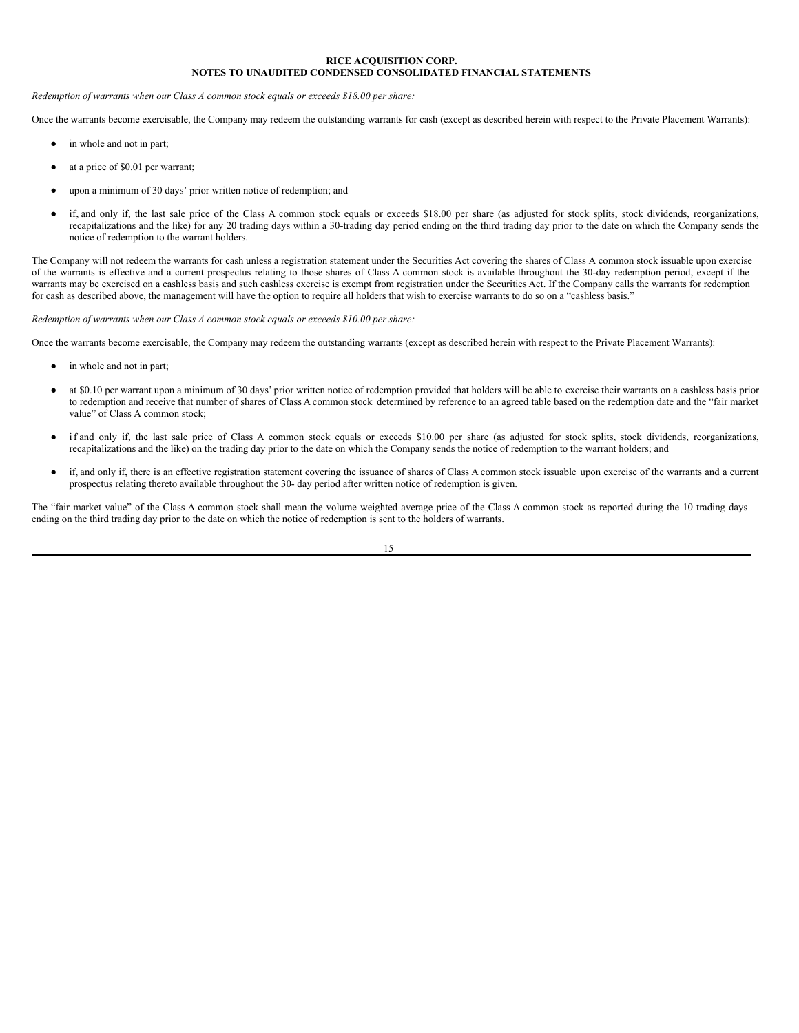*Redemption of warrants when our Class A common stock equals or exceeds $18.00 per share:*

Once the warrants become exercisable, the Company may redeem the outstanding warrants for cash (except as described herein with respect to the Private Placement Warrants):

- in whole and not in part;
- at a price of $0.01 per warrant;
- upon a minimum of 30 days' prior written notice of redemption; and
- if, and only if, the last sale price of the Class A common stock equals or exceeds $18.00 per share (as adjusted for stock splits, stock dividends, reorganizations, recapitalizations and the like) for any 20 trading days within a 30-trading day period ending on the third trading day prior to the date on which the Company sends the notice of redemption to the warrant holders.

The Company will not redeem the warrants for cash unless a registration statement under the Securities Act covering the shares of Class A common stock issuable upon exercise of the warrants is effective and a current prospectus relating to those shares of Class A common stock is available throughout the 30-day redemption period, except if the warrants may be exercised on a cashless basis and such cashless exercise is exempt from registration under the Securities Act. If the Company calls the warrants for redemption for cash as described above, the management will have the option to require all holders that wish to exercise warrants to do so on a "cashless basis."

*Redemption of warrants when our Class A common stock equals or exceeds $10.00 per share:*

Once the warrants become exercisable, the Company may redeem the outstanding warrants (except as described herein with respect to the Private Placement Warrants):

- in whole and not in part;
- at $0.10 per warrant upon a minimum of 30 days' prior written notice of redemption provided that holders will be able to exercise their warrants on a cashless basis prior to redemption and receive that number of shares of Class A common stock determined by reference to an agreed table based on the redemption date and the "fair market value" of Class A common stock;
- if and only if, the last sale price of Class A common stock equals or exceeds $10.00 per share (as adjusted for stock splits, stock dividends, reorganizations, recapitalizations and the like) on the trading day prior to the date on which the Company sends the notice of redemption to the warrant holders; and
- if, and only if, there is an effective registration statement covering the issuance of shares of Class A common stock issuable upon exercise of the warrants and a current prospectus relating thereto available throughout the 30- day period after written notice of redemption is given.

The "fair market value" of the Class A common stock shall mean the volume weighted average price of the Class A common stock as reported during the 10 trading days ending on the third trading day prior to the date on which the notice of redemption is sent to the holders of warrants.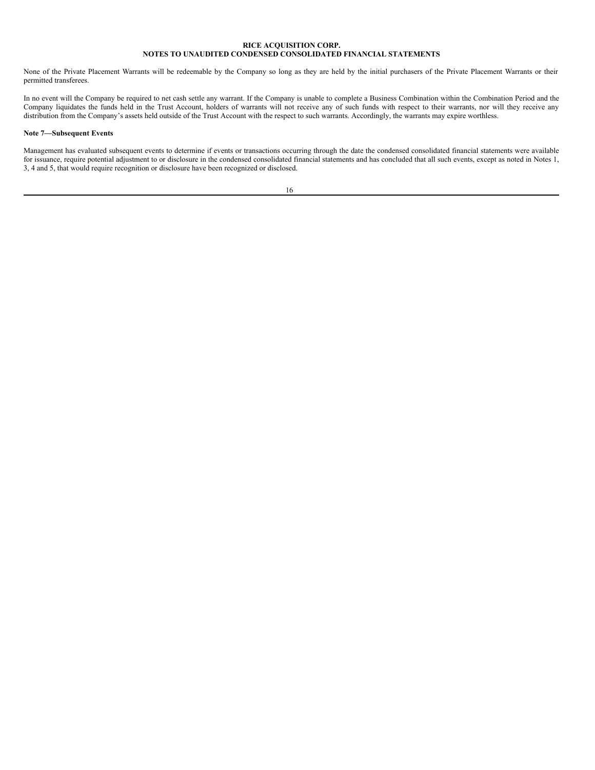None of the Private Placement Warrants will be redeemable by the Company so long as they are held by the initial purchasers of the Private Placement Warrants or their permitted transferees.

In no event will the Company be required to net cash settle any warrant. If the Company is unable to complete a Business Combination within the Combination Period and the Company liquidates the funds held in the Trust Account, holders of warrants will not receive any of such funds with respect to their warrants, nor will they receive any distribution from the Company's assets held outside of the Trust Account with the respect to such warrants. Accordingly, the warrants may expire worthless.

**Note 7—Subsequent Events**

Management has evaluated subsequent events to determine if events or transactions occurring through the date the condensed consolidated financial statements were available for issuance, require potential adjustment to or disclosure in the condensed consolidated financial statements and has concluded that all such events, except as noted in Notes 1, 3, 4 and 5, that would require recognition or disclosure have been recognized or disclosed.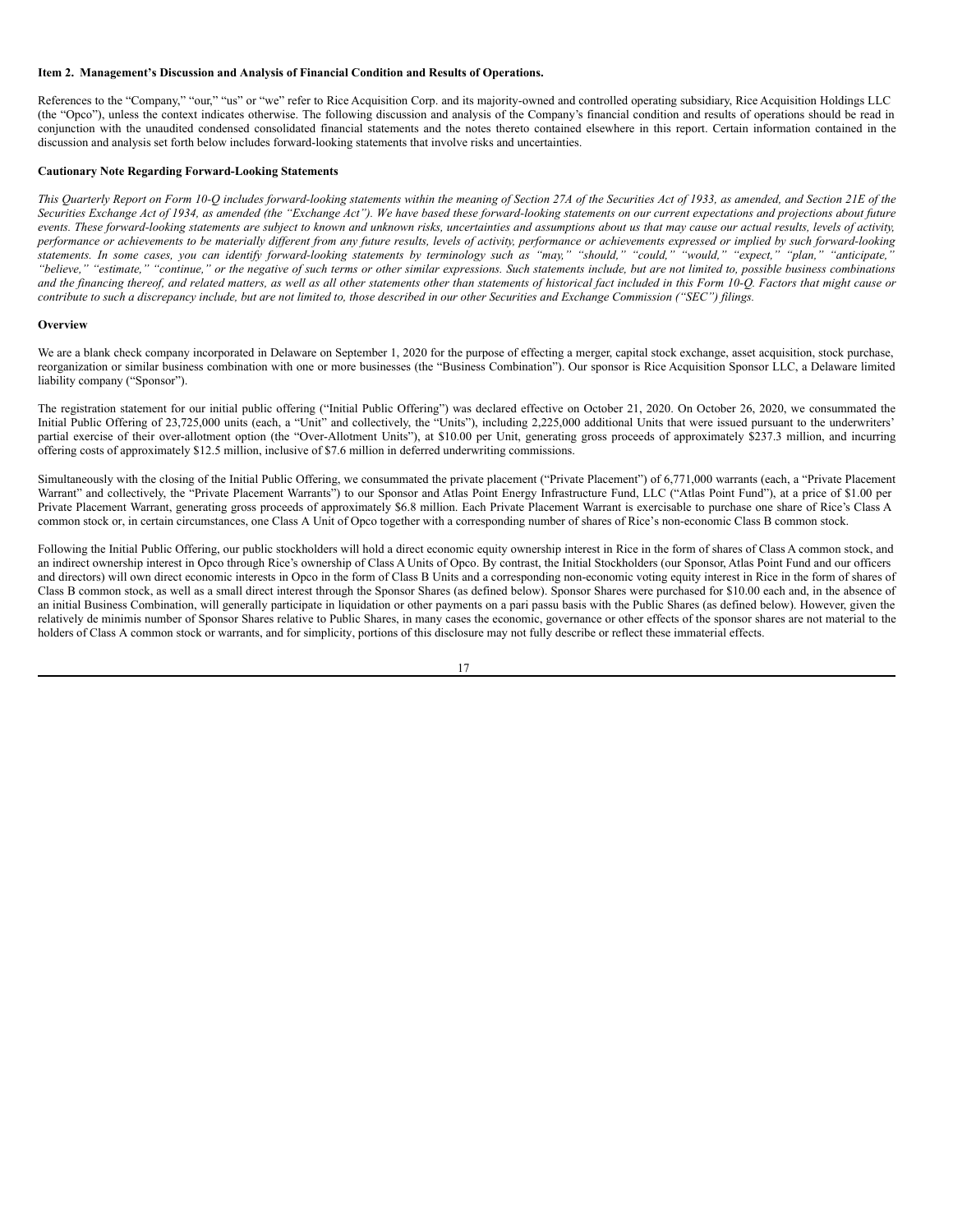**Item 2. Management's Discussion and Analysis of Financial Condition and Results of Operations.**

References to the "Company," "our," "us" or "we" refer to Rice Acquisition Corp. and its majority-owned and controlled operating subsidiary, Rice Acquisition Holdings LLC (the "Opco"), unless the context indicates otherwise. The following discussion and analysis of the Company's financial condition and results of operations should be read in conjunction with the unaudited condensed consolidated financial statements and the notes thereto contained elsewhere in this report. Certain information contained in the discussion and analysis set forth below includes forward-looking statements that involve risks and uncertainties.

**Cautionary Note Regarding Forward-Looking Statements**

*This Quarterly Report on Form 10-Q includes forward-looking statements within the meaning of Section 27A of the Securities Act of 1933, as amended, and Section 21E of the Securities Exchange Act of 1934, as amended (the "Exchange Act"). We have based these forward-looking statements on our current expectations and projections about future events. These forward-looking statements are subject to known and unknown risks, uncertainties and assumptions about us that may cause our actual results, levels of activity, performance or achievements to be materially different from any future results, levels of activity, performance or achievements expressed or implied by such forward-looking statements. In some cases, you can identify forward-looking statements by terminology such as "may," "should," "could," "would," "expect," "plan," "anticipate," "believe," "estimate," "continue," or the negative of such terms or other similar expressions. Such statements include, but are not limited to, possible business combinations and the financing thereof, and related matters, as well as all other statements other than statements of historical fact included in this Form 10-Q. Factors that might cause or contribute to such a discrepancy include, but are not limited to, those described in our other Securities and Exchange Commission ("SEC") filings.*

**Overview**

We are a blank check company incorporated in Delaware on September 1, 2020 for the purpose of effecting a merger, capital stock exchange, asset acquisition, stock purchase, reorganization or similar business combination with one or more businesses (the "Business Combination"). Our sponsor is Rice Acquisition Sponsor LLC, a Delaware limited liability company ("Sponsor").

The registration statement for our initial public offering ("Initial Public Offering") was declared effective on October 21, 2020. On October 26, 2020, we consummated the Initial Public Offering of 23,725,000 units (each, a "Unit" and collectively, the "Units"), including 2,225,000 additional Units that were issued pursuant to the underwriters' partial exercise of their over-allotment option (the "Over-Allotment Units"), at $10.00 per Unit, generating gross proceeds of approximately $237.3 million, and incurring offering costs of approximately $12.5 million, inclusive of $7.6 million in deferred underwriting commissions.

Simultaneously with the closing of the Initial Public Offering, we consummated the private placement ("Private Placement") of 6,771,000 warrants (each, a "Private Placement Warrant" and collectively, the "Private Placement Warrants") to our Sponsor and Atlas Point Energy Infrastructure Fund, LLC ("Atlas Point Fund"), at a price of $1.00 per Private Placement Warrant, generating gross proceeds of approximately $6.8 million. Each Private Placement Warrant is exercisable to purchase one share of Rice's Class A common stock or, in certain circumstances, one Class A Unit of Opco together with a corresponding number of shares of Rice's non-economic Class B common stock.

Following the Initial Public Offering, our public stockholders will hold a direct economic equity ownership interest in Rice in the form of shares of Class A common stock, and an indirect ownership interest in Opco through Rice's ownership of Class A Units of Opco. By contrast, the Initial Stockholders (our Sponsor, Atlas Point Fund and our officers and directors) will own direct economic interests in Opco in the form of Class B Units and a corresponding non-economic voting equity interest in Rice in the form of shares of Class B common stock, as well as a small direct interest through the Sponsor Shares (as defined below). Sponsor Shares were purchased for $10.00 each and, in the absence of an initial Business Combination, will generally participate in liquidation or other payments on a pari passu basis with the Public Shares (as defined below). However, given the relatively de minimis number of Sponsor Shares relative to Public Shares, in many cases the economic, governance or other effects of the sponsor shares are not material to the holders of Class A common stock or warrants, and for simplicity, portions of this disclosure may not fully describe or reflect these immaterial effects.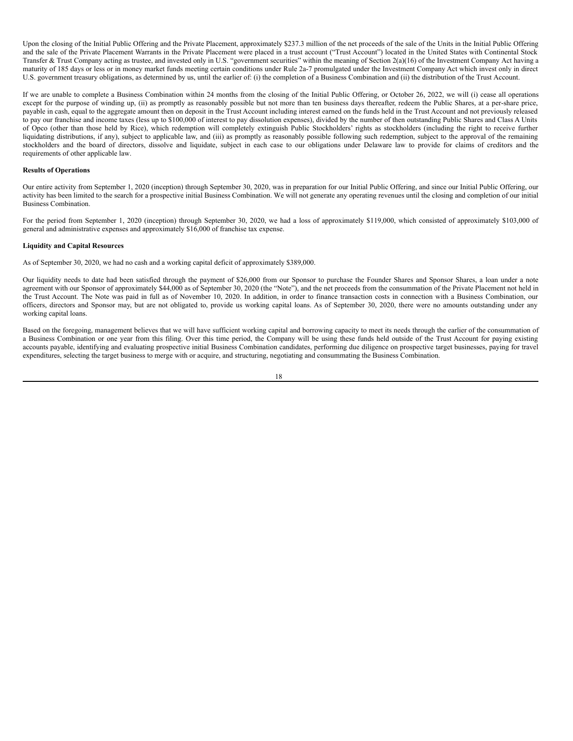Upon the closing of the Initial Public Offering and the Private Placement, approximately $237.3 million of the net proceeds of the sale of the Units in the Initial Public Offering and the sale of the Private Placement Warrants in the Private Placement were placed in a trust account ("Trust Account") located in the United States with Continental Stock Transfer & Trust Company acting as trustee, and invested only in U.S. "government securities" within the meaning of Section 2(a)(16) of the Investment Company Act having a maturity of 185 days or less or in money market funds meeting certain conditions under Rule 2a-7 promulgated under the Investment Company Act which invest only in direct U.S. government treasury obligations, as determined by us, until the earlier of: (i) the completion of a Business Combination and (ii) the distribution of the Trust Account.

If we are unable to complete a Business Combination within 24 months from the closing of the Initial Public Offering, or October 26, 2022, we will (i) cease all operations except for the purpose of winding up, (ii) as promptly as reasonably possible but not more than ten business days thereafter, redeem the Public Shares, at a per-share price, payable in cash, equal to the aggregate amount then on deposit in the Trust Account including interest earned on the funds held in the Trust Account and not previously released to pay our franchise and income taxes (less up to $100,000 of interest to pay dissolution expenses), divided by the number of then outstanding Public Shares and Class A Units of Opco (other than those held by Rice), which redemption will completely extinguish Public Stockholders' rights as stockholders (including the right to receive further liquidating distributions, if any), subject to applicable law, and (iii) as promptly as reasonably possible following such redemption, subject to the approval of the remaining stockholders and the board of directors, dissolve and liquidate, subject in each case to our obligations under Delaware law to provide for claims of creditors and the requirements of other applicable law.

**Results of Operations**

Our entire activity from September 1, 2020 (inception) through September 30, 2020, was in preparation for our Initial Public Offering, and since our Initial Public Offering, our activity has been limited to the search for a prospective initial Business Combination. We will not generate any operating revenues until the closing and completion of our initial Business Combination.

For the period from September 1, 2020 (inception) through September 30, 2020, we had a loss of approximately $119,000, which consisted of approximately $103,000 of general and administrative expenses and approximately $16,000 of franchise tax expense.

**Liquidity and Capital Resources**

As of September 30, 2020, we had no cash and a working capital deficit of approximately $389,000.

Our liquidity needs to date had been satisfied through the payment of $26,000 from our Sponsor to purchase the Founder Shares and Sponsor Shares, a loan under a note agreement with our Sponsor of approximately $44,000 as of September 30, 2020 (the "Note"), and the net proceeds from the consummation of the Private Placement not held in the Trust Account. The Note was paid in full as of November 10, 2020. In addition, in order to finance transaction costs in connection with a Business Combination, our officers, directors and Sponsor may, but are not obligated to, provide us working capital loans. As of September 30, 2020, there were no amounts outstanding under any working capital loans.

Based on the foregoing, management believes that we will have sufficient working capital and borrowing capacity to meet its needs through the earlier of the consummation of a Business Combination or one year from this filing. Over this time period, the Company will be using these funds held outside of the Trust Account for paying existing accounts payable, identifying and evaluating prospective initial Business Combination candidates, performing due diligence on prospective target businesses, paying for travel expenditures, selecting the target business to merge with or acquire, and structuring, negotiating and consummating the Business Combination.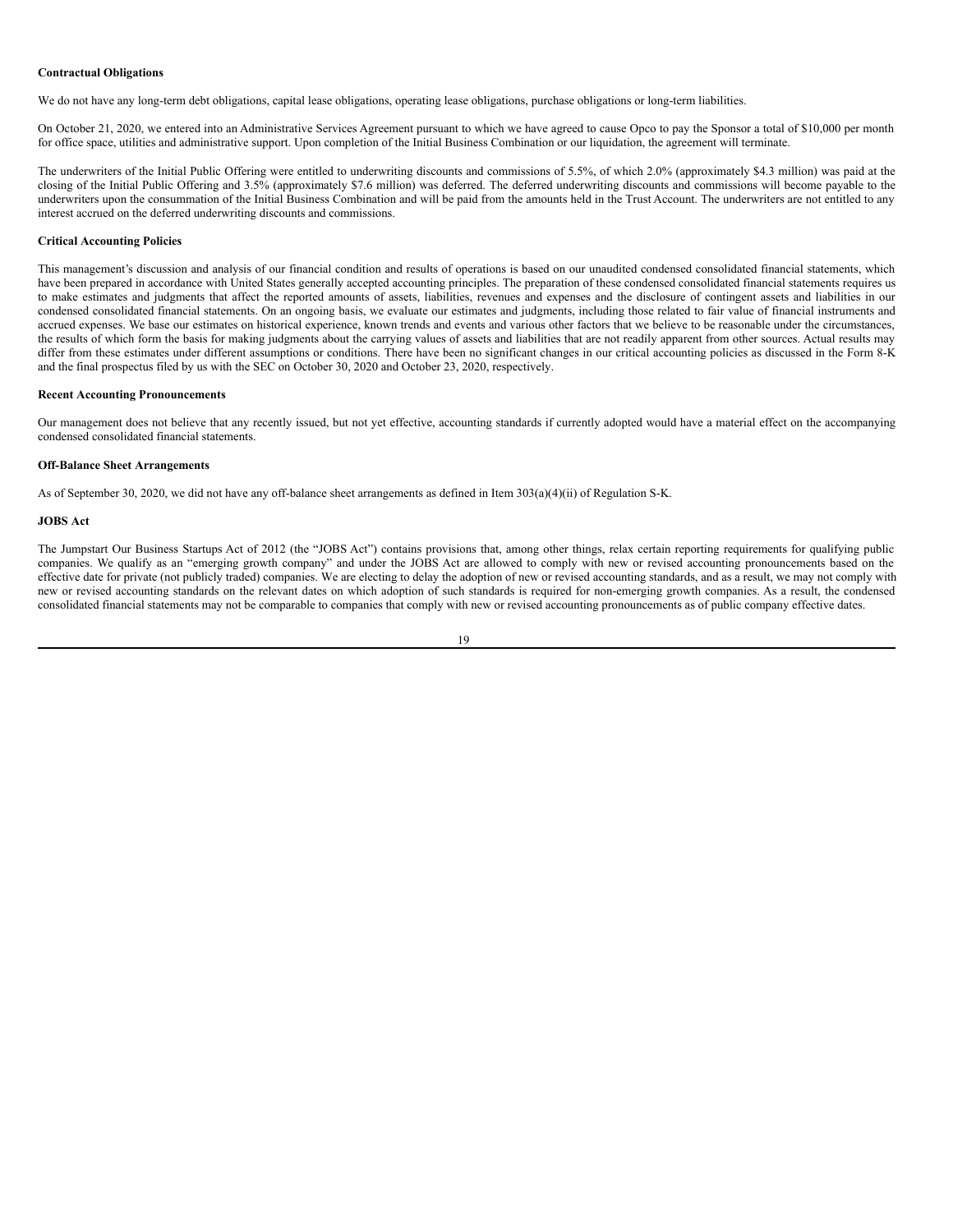**Contractual Obligations**

We do not have any long-term debt obligations, capital lease obligations, operating lease obligations, purchase obligations or long-term liabilities.

On October 21, 2020, we entered into an Administrative Services Agreement pursuant to which we have agreed to cause Opco to pay the Sponsor a total of $10,000 per month for office space, utilities and administrative support. Upon completion of the Initial Business Combination or our liquidation, the agreement will terminate.

The underwriters of the Initial Public Offering were entitled to underwriting discounts and commissions of 5.5%, of which 2.0% (approximately $4.3 million) was paid at the closing of the Initial Public Offering and 3.5% (approximately $7.6 million) was deferred. The deferred underwriting discounts and commissions will become payable to the underwriters upon the consummation of the Initial Business Combination and will be paid from the amounts held in the Trust Account. The underwriters are not entitled to any interest accrued on the deferred underwriting discounts and commissions.

**Critical Accounting Policies**

This management's discussion and analysis of our financial condition and results of operations is based on our unaudited condensed consolidated financial statements, which have been prepared in accordance with United States generally accepted accounting principles. The preparation of these condensed consolidated financial statements requires us to make estimates and judgments that affect the reported amounts of assets, liabilities, revenues and expenses and the disclosure of contingent assets and liabilities in our condensed consolidated financial statements. On an ongoing basis, we evaluate our estimates and judgments, including those related to fair value of financial instruments and accrued expenses. We base our estimates on historical experience, known trends and events and various other factors that we believe to be reasonable under the circumstances, the results of which form the basis for making judgments about the carrying values of assets and liabilities that are not readily apparent from other sources. Actual results may differ from these estimates under different assumptions or conditions. There have been no significant changes in our critical accounting policies as discussed in the Form 8-K and the final prospectus filed by us with the SEC on October 30, 2020 and October 23, 2020, respectively.

**Recent Accounting Pronouncements**

Our management does not believe that any recently issued, but not yet effective, accounting standards if currently adopted would have a material effect on the accompanying condensed consolidated financial statements.

**Off-Balance Sheet Arrangements**

As of September 30, 2020, we did not have any off-balance sheet arrangements as defined in Item 303(a)(4)(ii) of Regulation S-K.

**JOBS Act**

The Jumpstart Our Business Startups Act of 2012 (the "JOBS Act") contains provisions that, among other things, relax certain reporting requirements for qualifying public companies. We qualify as an "emerging growth company" and under the JOBS Act are allowed to comply with new or revised accounting pronouncements based on the effective date for private (not publicly traded) companies. We are electing to delay the adoption of new or revised accounting standards, and as a result, we may not comply with new or revised accounting standards on the relevant dates on which adoption of such standards is required for non-emerging growth companies. As a result, the condensed consolidated financial statements may not be comparable to companies that comply with new or revised accounting pronouncements as of public company effective dates.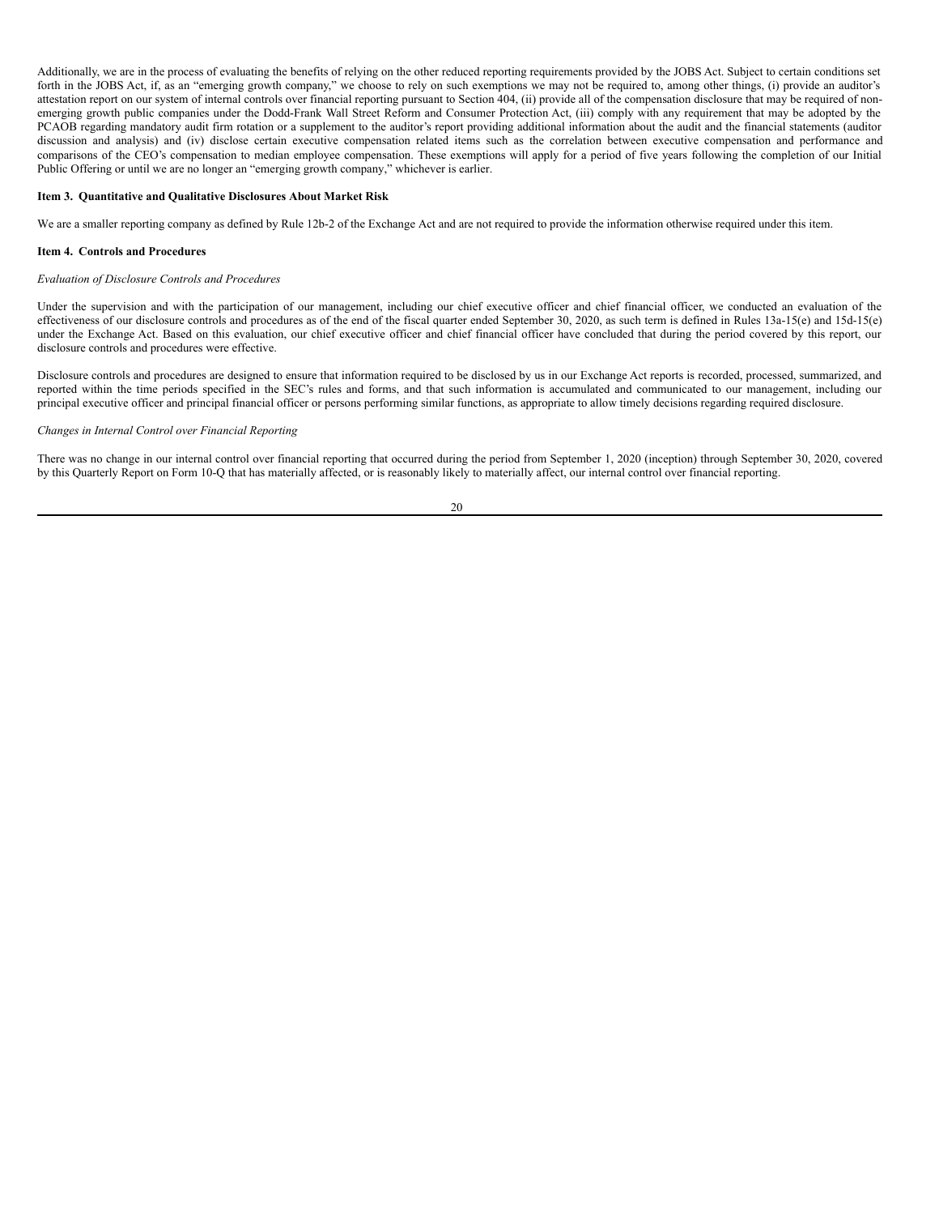Additionally, we are in the process of evaluating the benefits of relying on the other reduced reporting requirements provided by the JOBS Act. Subject to certain conditions set forth in the JOBS Act, if, as an "emerging growth company," we choose to rely on such exemptions we may not be required to, among other things, (i) provide an auditor's attestation report on our system of internal controls over financial reporting pursuant to Section 404, (ii) provide all of the compensation disclosure that may be required of non-emerging growth public companies under the Dodd-Frank Wall Street Reform and Consumer Protection Act, (iii) comply with any requirement that may be adopted by the PCAOB regarding mandatory audit firm rotation or a supplement to the auditor's report providing additional information about the audit and the financial statements (auditor discussion and analysis) and (iv) disclose certain executive compensation related items such as the correlation between executive compensation and performance and comparisons of the CEO's compensation to median employee compensation. These exemptions will apply for a period of five years following the completion of our Initial Public Offering or until we are no longer an "emerging growth company," whichever is earlier.

**Item 3. Quantitative and Qualitative Disclosures About Market Risk**

We are a smaller reporting company as defined by Rule 12b-2 of the Exchange Act and are not required to provide the information otherwise required under this item.

**Item 4. Controls and Procedures**

*Evaluation of Disclosure Controls and Procedures*

Under the supervision and with the participation of our management, including our chief executive officer and chief financial officer, we conducted an evaluation of the effectiveness of our disclosure controls and procedures as of the end of the fiscal quarter ended September 30, 2020, as such term is defined in Rules 13a-15(e) and 15d-15(e) under the Exchange Act. Based on this evaluation, our chief executive officer and chief financial officer have concluded that during the period covered by this report, our disclosure controls and procedures were effective.

Disclosure controls and procedures are designed to ensure that information required to be disclosed by us in our Exchange Act reports is recorded, processed, summarized, and reported within the time periods specified in the SEC's rules and forms, and that such information is accumulated and communicated to our management, including our principal executive officer and principal financial officer or persons performing similar functions, as appropriate to allow timely decisions regarding required disclosure.

*Changes in Internal Control over Financial Reporting*

There was no change in our internal control over financial reporting that occurred during the period from September 1, 2020 (inception) through September 30, 2020, covered by this Quarterly Report on Form 10-Q that has materially affected, or is reasonably likely to materially affect, our internal control over financial reporting.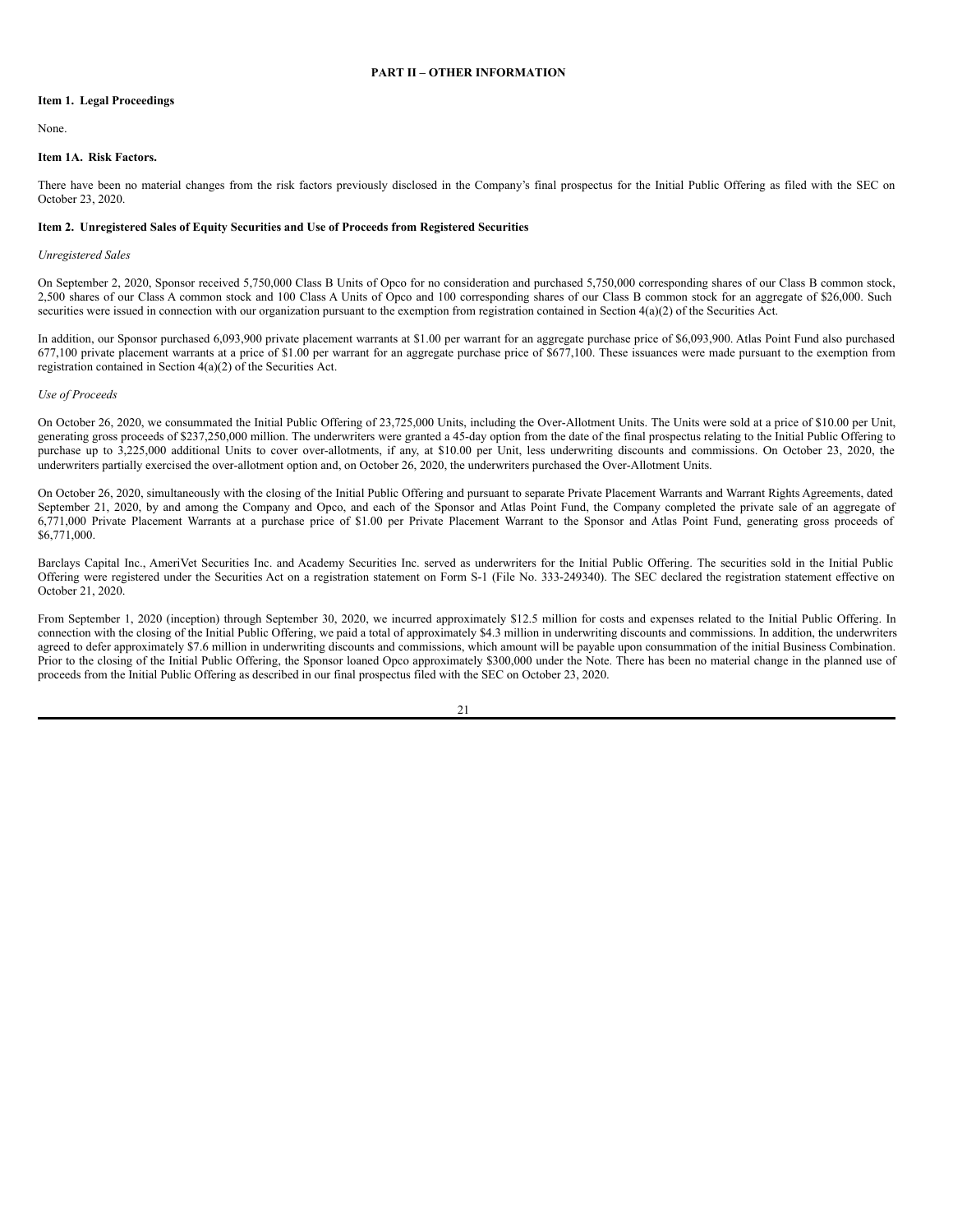# PART II – OTHER INFORMATION

## Item 1. Legal Proceedings

None.

## Item 1A. Risk Factors.

There have been no material changes from the risk factors previously disclosed in the Company's final prospectus for the Initial Public Offering as filed with the SEC on October 23, 2020.

## Item 2. Unregistered Sales of Equity Securities and Use of Proceeds from Registered Securities

*Unregistered Sales*

On September 2, 2020, Sponsor received 5,750,000 Class B Units of Opco for no consideration and purchased 5,750,000 corresponding shares of our Class B common stock, 2,500 shares of our Class A common stock and 100 Class A Units of Opco and 100 corresponding shares of our Class B common stock for an aggregate of $26,000. Such securities were issued in connection with our organization pursuant to the exemption from registration contained in Section 4(a)(2) of the Securities Act.

In addition, our Sponsor purchased 6,093,900 private placement warrants at $1.00 per warrant for an aggregate purchase price of $6,093,900. Atlas Point Fund also purchased 677,100 private placement warrants at a price of $1.00 per warrant for an aggregate purchase price of $677,100. These issuances were made pursuant to the exemption from registration contained in Section 4(a)(2) of the Securities Act.

*Use of Proceeds*

On October 26, 2020, we consummated the Initial Public Offering of 23,725,000 Units, including the Over-Allotment Units. The Units were sold at a price of $10.00 per Unit, generating gross proceeds of $237,250,000 million. The underwriters were granted a 45-day option from the date of the final prospectus relating to the Initial Public Offering to purchase up to 3,225,000 additional Units to cover over-allotments, if any, at $10.00 per Unit, less underwriting discounts and commissions. On October 23, 2020, the underwriters partially exercised the over-allotment option and, on October 26, 2020, the underwriters purchased the Over-Allotment Units.

On October 26, 2020, simultaneously with the closing of the Initial Public Offering and pursuant to separate Private Placement Warrants and Warrant Rights Agreements, dated September 21, 2020, by and among the Company and Opco, and each of the Sponsor and Atlas Point Fund, the Company completed the private sale of an aggregate of 6,771,000 Private Placement Warrants at a purchase price of $1.00 per Private Placement Warrant to the Sponsor and Atlas Point Fund, generating gross proceeds of $6,771,000.

Barclays Capital Inc., AmeriVet Securities Inc. and Academy Securities Inc. served as underwriters for the Initial Public Offering. The securities sold in the Initial Public Offering were registered under the Securities Act on a registration statement on Form S-1 (File No. 333-249340). The SEC declared the registration statement effective on October 21, 2020.

From September 1, 2020 (inception) through September 30, 2020, we incurred approximately $12.5 million for costs and expenses related to the Initial Public Offering. In connection with the closing of the Initial Public Offering, we paid a total of approximately $4.3 million in underwriting discounts and commissions. In addition, the underwriters agreed to defer approximately $7.6 million in underwriting discounts and commissions, which amount will be payable upon consummation of the initial Business Combination. Prior to the closing of the Initial Public Offering, the Sponsor loaned Opco approximately $300,000 under the Note. There has been no material change in the planned use of proceeds from the Initial Public Offering as described in our final prospectus filed with the SEC on October 23, 2020.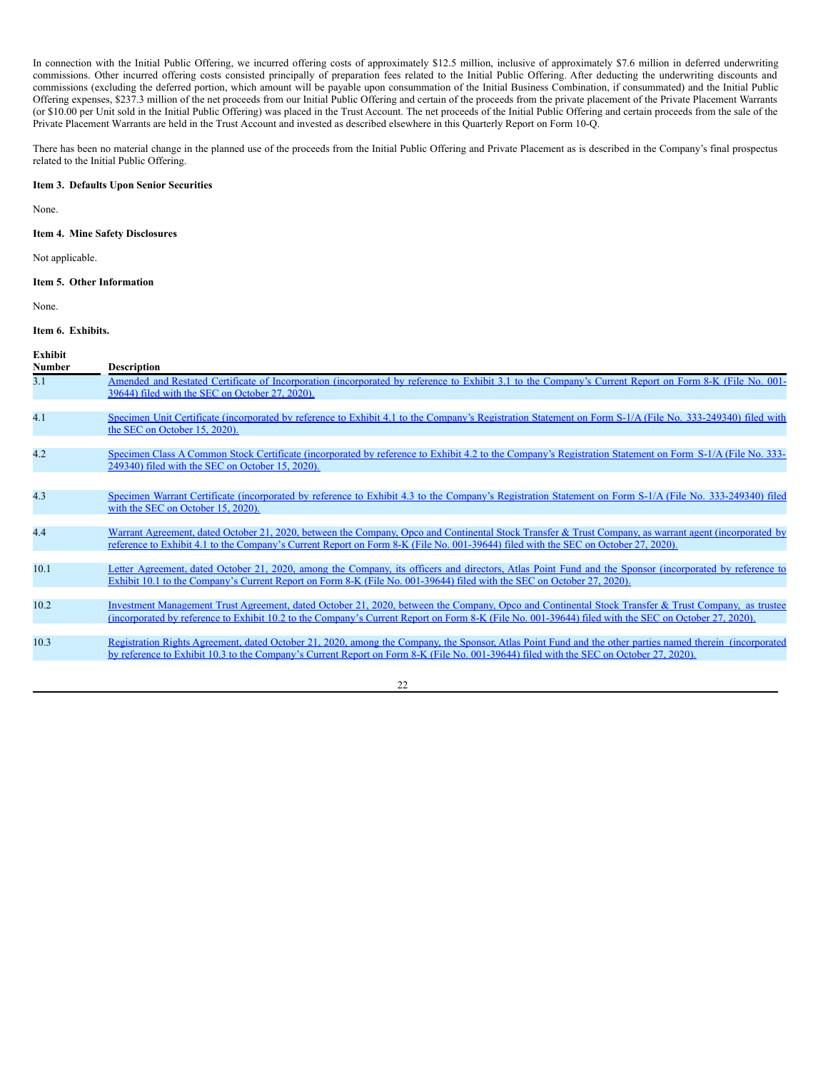In connection with the Initial Public Offering, we incurred offering costs of approximately $12.5 million, inclusive of approximately $7.6 million in deferred underwriting commissions. Other incurred offering costs consisted principally of preparation fees related to the Initial Public Offering. After deducting the underwriting discounts and commissions (excluding the deferred portion, which amount will be payable upon consummation of the Initial Business Combination, if consummated) and the Initial Public Offering expenses, $237.3 million of the net proceeds from our Initial Public Offering and certain of the proceeds from the private placement of the Private Placement Warrants (or $10.00 per Unit sold in the Initial Public Offering) was placed in the Trust Account. The net proceeds of the Initial Public Offering and certain proceeds from the sale of the Private Placement Warrants are held in the Trust Account and invested as described elsewhere in this Quarterly Report on Form 10-Q.

There has been no material change in the planned use of the proceeds from the Initial Public Offering and Private Placement as is described in the Company's final prospectus related to the Initial Public Offering.

**Item 3. Defaults Upon Senior Securities**

None.

**Item 4. Mine Safety Disclosures**

Not applicable.

**Item 5. Other Information**

None.

**Item 6. Exhibits.**

| Exhibit Number | Description |
|---|---|
| 3.1 | Amended and Restated Certificate of Incorporation (incorporated by reference to Exhibit 3.1 to the Company's Current Report on Form 8-K (File No. 001-39644) filed with the SEC on October 27, 2020). |
| 4.1 | Specimen Unit Certificate (incorporated by reference to Exhibit 4.1 to the Company's Registration Statement on Form S-1/A (File No. 333-249340) filed with the SEC on October 15, 2020). |
| 4.2 | Specimen Class A Common Stock Certificate (incorporated by reference to Exhibit 4.2 to the Company's Registration Statement on Form S-1/A (File No. 333-249340) filed with the SEC on October 15, 2020). |
| 4.3 | Specimen Warrant Certificate (incorporated by reference to Exhibit 4.3 to the Company's Registration Statement on Form S-1/A (File No. 333-249340) filed with the SEC on October 15, 2020). |
| 4.4 | Warrant Agreement, dated October 21, 2020, between the Company, Opco and Continental Stock Transfer & Trust Company, as warrant agent (incorporated by reference to Exhibit 4.1 to the Company's Current Report on Form 8-K (File No. 001-39644) filed with the SEC on October 27, 2020). |
| 10.1 | Letter Agreement, dated October 21, 2020, among the Company, its officers and directors, Atlas Point Fund and the Sponsor (incorporated by reference to Exhibit 10.1 to the Company's Current Report on Form 8-K (File No. 001-39644) filed with the SEC on October 27, 2020). |
| 10.2 | Investment Management Trust Agreement, dated October 21, 2020, between the Company, Opco and Continental Stock Transfer & Trust Company, as trustee (incorporated by reference to Exhibit 10.2 to the Company's Current Report on Form 8-K (File No. 001-39644) filed with the SEC on October 27, 2020). |
| 10.3 | Registration Rights Agreement, dated October 21, 2020, among the Company, the Sponsor, Atlas Point Fund and the other parties named therein (incorporated by reference to Exhibit 10.3 to the Company's Current Report on Form 8-K (File No. 001-39644) filed with the SEC on October 27, 2020). |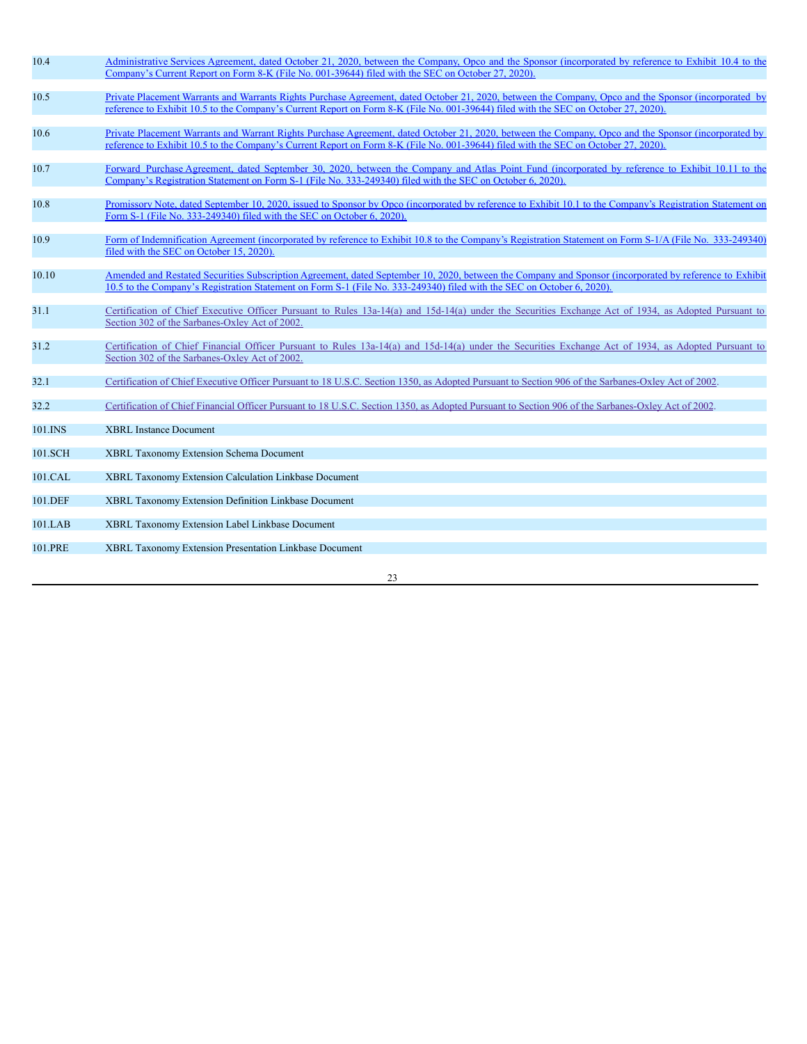| | |
|---|---|
| 10.4 | Administrative Services Agreement, dated October 21, 2020, between the Company, Opco and the Sponsor (incorporated by reference to Exhibit 10.4 to the Company's Current Report on Form 8-K (File No. 001-39644) filed with the SEC on October 27, 2020). |
| 10.5 | Private Placement Warrants and Warrants Rights Purchase Agreement, dated October 21, 2020, between the Company, Opco and the Sponsor (incorporated by reference to Exhibit 10.5 to the Company's Current Report on Form 8-K (File No. 001-39644) filed with the SEC on October 27, 2020). |
| 10.6 | Private Placement Warrants and Warrant Rights Purchase Agreement, dated October 21, 2020, between the Company, Opco and the Sponsor (incorporated by reference to Exhibit 10.5 to the Company's Current Report on Form 8-K (File No. 001-39644) filed with the SEC on October 27, 2020). |
| 10.7 | Forward Purchase Agreement, dated September 30, 2020, between the Company and Atlas Point Fund (incorporated by reference to Exhibit 10.11 to the Company's Registration Statement on Form S-1 (File No. 333-249340) filed with the SEC on October 6, 2020). |
| 10.8 | Promissory Note, dated September 10, 2020, issued to Sponsor by Opco (incorporated by reference to Exhibit 10.1 to the Company's Registration Statement on Form S-1 (File No. 333-249340) filed with the SEC on October 6, 2020). |
| 10.9 | Form of Indemnification Agreement (incorporated by reference to Exhibit 10.8 to the Company's Registration Statement on Form S-1/A (File No. 333-249340) filed with the SEC on October 15, 2020). |
| 10.10 | Amended and Restated Securities Subscription Agreement, dated September 10, 2020, between the Company and Sponsor (incorporated by reference to Exhibit 10.5 to the Company's Registration Statement on Form S-1 (File No. 333-249340) filed with the SEC on October 6, 2020). |
| 31.1 | Certification of Chief Executive Officer Pursuant to Rules 13a-14(a) and 15d-14(a) under the Securities Exchange Act of 1934, as Adopted Pursuant to Section 302 of the Sarbanes-Oxley Act of 2002. |
| 31.2 | Certification of Chief Financial Officer Pursuant to Rules 13a-14(a) and 15d-14(a) under the Securities Exchange Act of 1934, as Adopted Pursuant to Section 302 of the Sarbanes-Oxley Act of 2002. |
| 32.1 | Certification of Chief Executive Officer Pursuant to 18 U.S.C. Section 1350, as Adopted Pursuant to Section 906 of the Sarbanes-Oxley Act of 2002. |
| 32.2 | Certification of Chief Financial Officer Pursuant to 18 U.S.C. Section 1350, as Adopted Pursuant to Section 906 of the Sarbanes-Oxley Act of 2002. |
| 101.INS | XBRL Instance Document |
| 101.SCH | XBRL Taxonomy Extension Schema Document |
| 101.CAL | XBRL Taxonomy Extension Calculation Linkbase Document |
| 101.DEF | XBRL Taxonomy Extension Definition Linkbase Document |
| 101.LAB | XBRL Taxonomy Extension Label Linkbase Document |
| 101.PRE | XBRL Taxonomy Extension Presentation Linkbase Document |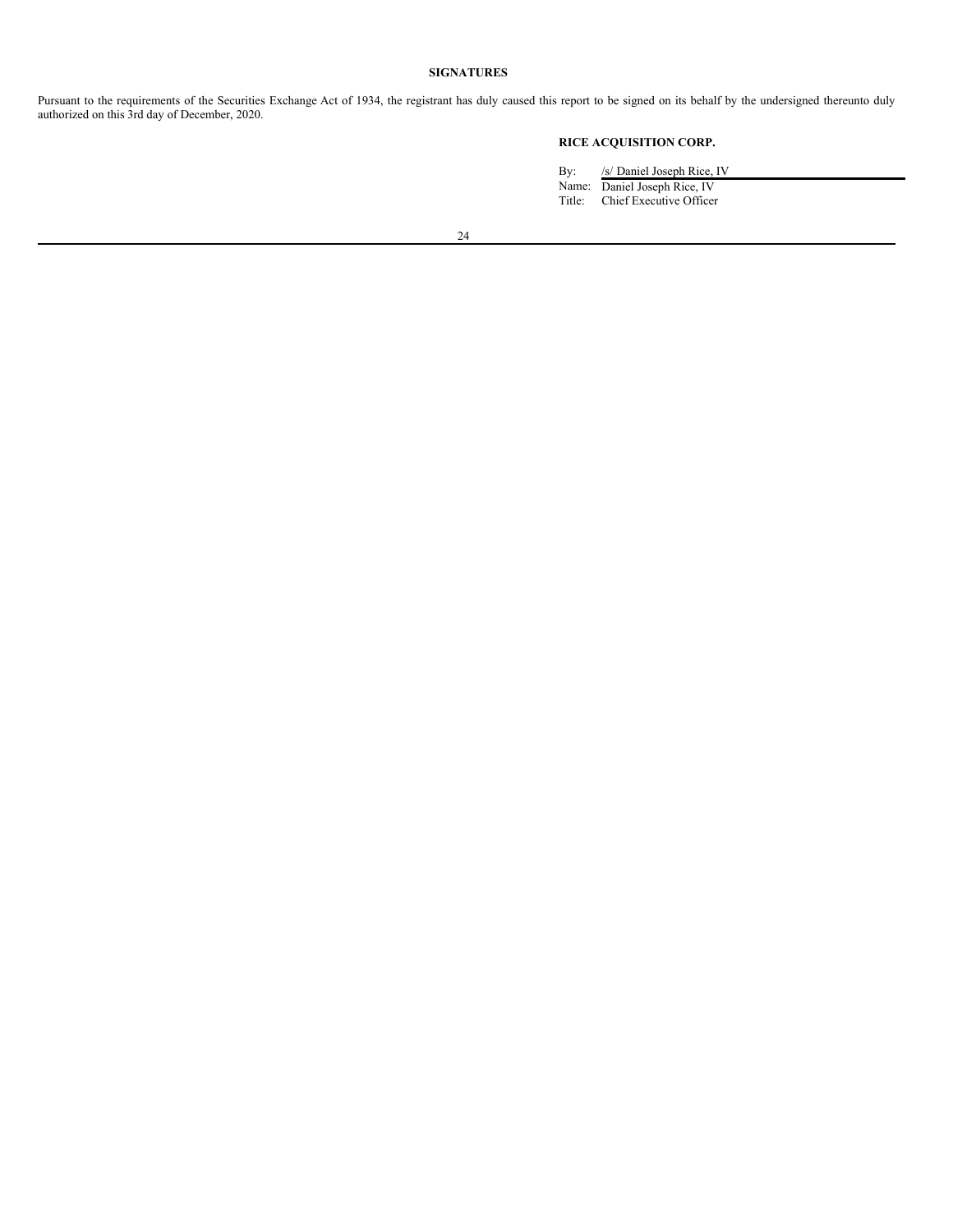## SIGNATURES

Pursuant to the requirements of the Securities Exchange Act of 1934, the registrant has duly caused this report to be signed on its behalf by the undersigned thereunto duly authorized on this 3rd day of December, 2020.

**RICE ACQUISITION CORP.**

By: /s/ Daniel Joseph Rice, IV
Name: Daniel Joseph Rice, IV
Title: Chief Executive Officer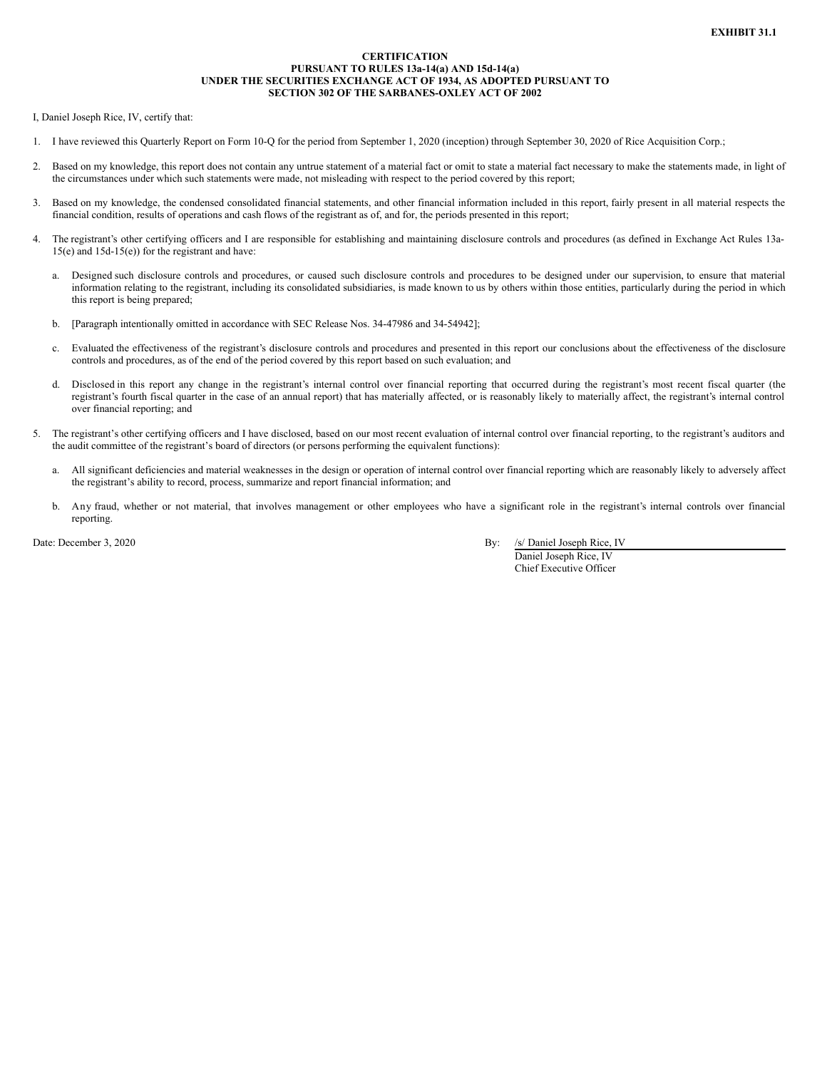**EXHIBIT 31.1**

**CERTIFICATION**
**PURSUANT TO RULES 13a-14(a) AND 15d-14(a)**
**UNDER THE SECURITIES EXCHANGE ACT OF 1934, AS ADOPTED PURSUANT TO**
**SECTION 302 OF THE SARBANES-OXLEY ACT OF 2002**

I, Daniel Joseph Rice, IV, certify that:

1. I have reviewed this Quarterly Report on Form 10-Q for the period from September 1, 2020 (inception) through September 30, 2020 of Rice Acquisition Corp.;

2. Based on my knowledge, this report does not contain any untrue statement of a material fact or omit to state a material fact necessary to make the statements made, in light of the circumstances under which such statements were made, not misleading with respect to the period covered by this report;

3. Based on my knowledge, the condensed consolidated financial statements, and other financial information included in this report, fairly present in all material respects the financial condition, results of operations and cash flows of the registrant as of, and for, the periods presented in this report;

4. The registrant's other certifying officers and I are responsible for establishing and maintaining disclosure controls and procedures (as defined in Exchange Act Rules 13a-15(e) and 15d-15(e)) for the registrant and have:

   a. Designed such disclosure controls and procedures, or caused such disclosure controls and procedures to be designed under our supervision, to ensure that material information relating to the registrant, including its consolidated subsidiaries, is made known to us by others within those entities, particularly during the period in which this report is being prepared;

   b. [Paragraph intentionally omitted in accordance with SEC Release Nos. 34-47986 and 34-54942];

   c. Evaluated the effectiveness of the registrant's disclosure controls and procedures and presented in this report our conclusions about the effectiveness of the disclosure controls and procedures, as of the end of the period covered by this report based on such evaluation; and

   d. Disclosed in this report any change in the registrant's internal control over financial reporting that occurred during the registrant's most recent fiscal quarter (the registrant's fourth fiscal quarter in the case of an annual report) that has materially affected, or is reasonably likely to materially affect, the registrant's internal control over financial reporting; and

5. The registrant's other certifying officers and I have disclosed, based on our most recent evaluation of internal control over financial reporting, to the registrant's auditors and the audit committee of the registrant's board of directors (or persons performing the equivalent functions):

   a. All significant deficiencies and material weaknesses in the design or operation of internal control over financial reporting which are reasonably likely to adversely affect the registrant's ability to record, process, summarize and report financial information; and

   b. Any fraud, whether or not material, that involves management or other employees who have a significant role in the registrant's internal controls over financial reporting.

Date: December 3, 2020

By: /s/ Daniel Joseph Rice, IV
Daniel Joseph Rice, IV
Chief Executive Officer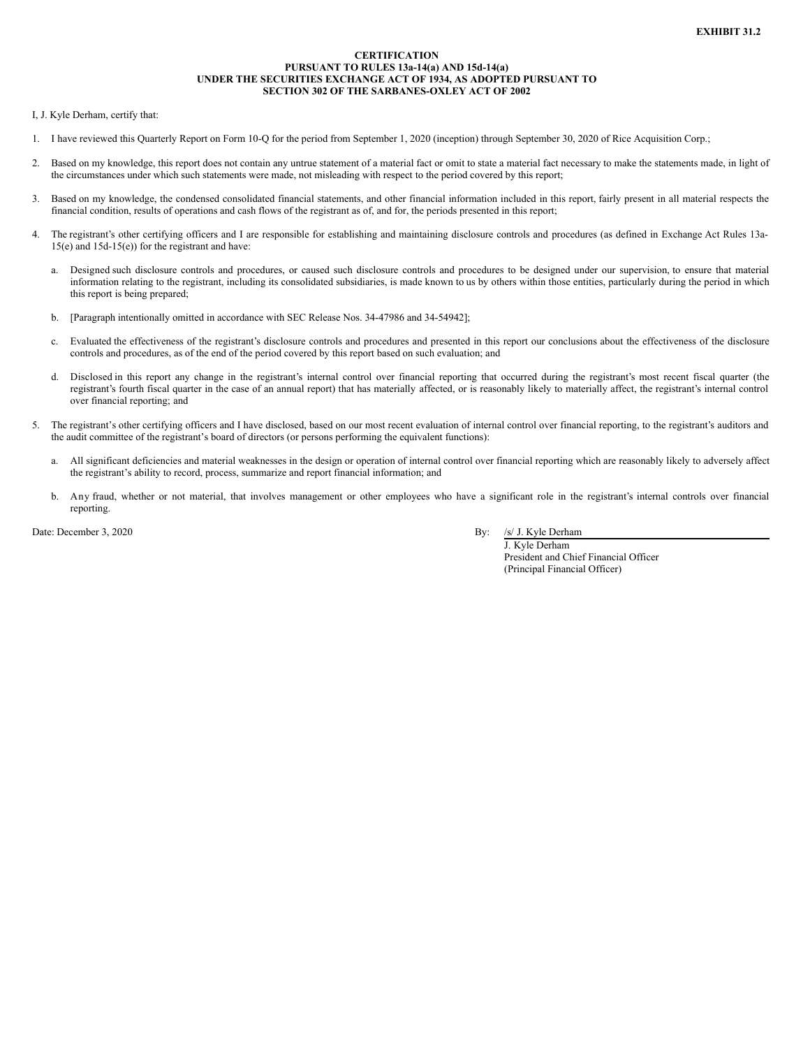**EXHIBIT 31.2**

**CERTIFICATION**
**PURSUANT TO RULES 13a-14(a) AND 15d-14(a)**
**UNDER THE SECURITIES EXCHANGE ACT OF 1934, AS ADOPTED PURSUANT TO**
**SECTION 302 OF THE SARBANES-OXLEY ACT OF 2002**

I, J. Kyle Derham, certify that:

1. I have reviewed this Quarterly Report on Form 10-Q for the period from September 1, 2020 (inception) through September 30, 2020 of Rice Acquisition Corp.;

2. Based on my knowledge, this report does not contain any untrue statement of a material fact or omit to state a material fact necessary to make the statements made, in light of the circumstances under which such statements were made, not misleading with respect to the period covered by this report;

3. Based on my knowledge, the condensed consolidated financial statements, and other financial information included in this report, fairly present in all material respects the financial condition, results of operations and cash flows of the registrant as of, and for, the periods presented in this report;

4. The registrant's other certifying officers and I are responsible for establishing and maintaining disclosure controls and procedures (as defined in Exchange Act Rules 13a-15(e) and 15d-15(e)) for the registrant and have:

   a. Designed such disclosure controls and procedures, or caused such disclosure controls and procedures to be designed under our supervision, to ensure that material information relating to the registrant, including its consolidated subsidiaries, is made known to us by others within those entities, particularly during the period in which this report is being prepared;

   b. [Paragraph intentionally omitted in accordance with SEC Release Nos. 34-47986 and 34-54942];

   c. Evaluated the effectiveness of the registrant's disclosure controls and procedures and presented in this report our conclusions about the effectiveness of the disclosure controls and procedures, as of the end of the period covered by this report based on such evaluation; and

   d. Disclosed in this report any change in the registrant's internal control over financial reporting that occurred during the registrant's most recent fiscal quarter (the registrant's fourth fiscal quarter in the case of an annual report) that has materially affected, or is reasonably likely to materially affect, the registrant's internal control over financial reporting; and

5. The registrant's other certifying officers and I have disclosed, based on our most recent evaluation of internal control over financial reporting, to the registrant's auditors and the audit committee of the registrant's board of directors (or persons performing the equivalent functions):

   a. All significant deficiencies and material weaknesses in the design or operation of internal control over financial reporting which are reasonably likely to adversely affect the registrant's ability to record, process, summarize and report financial information; and

   b. Any fraud, whether or not material, that involves management or other employees who have a significant role in the registrant's internal controls over financial reporting.

Date: December 3, 2020

By: /s/ J. Kyle Derham
J. Kyle Derham
President and Chief Financial Officer
(Principal Financial Officer)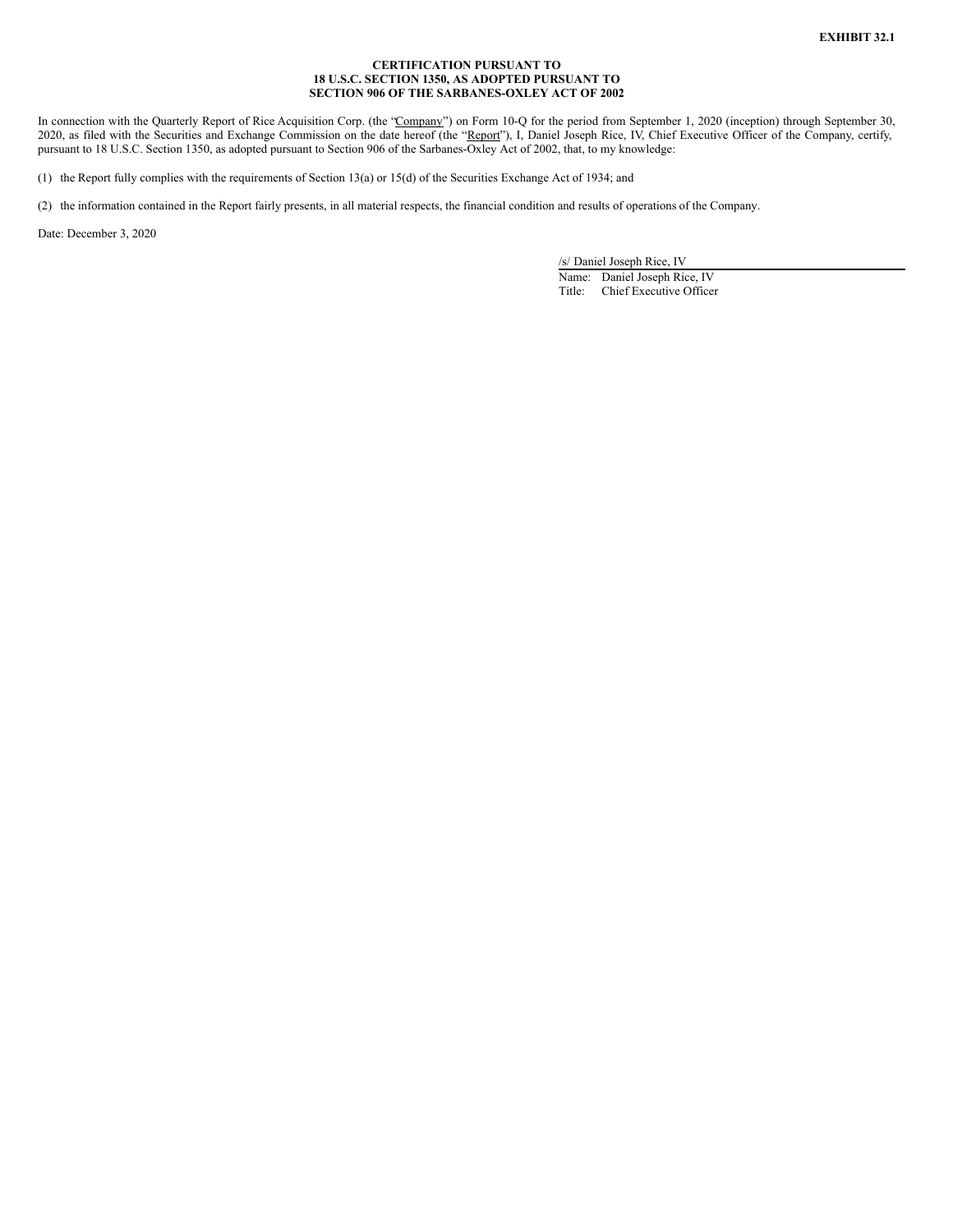**EXHIBIT 32.1**

**CERTIFICATION PURSUANT TO
18 U.S.C. SECTION 1350, AS ADOPTED PURSUANT TO
SECTION 906 OF THE SARBANES-OXLEY ACT OF 2002**

In connection with the Quarterly Report of Rice Acquisition Corp. (the "Company") on Form 10-Q for the period from September 1, 2020 (inception) through September 30, 2020, as filed with the Securities and Exchange Commission on the date hereof (the "Report"), I, Daniel Joseph Rice, IV, Chief Executive Officer of the Company, certify, pursuant to 18 U.S.C. Section 1350, as adopted pursuant to Section 906 of the Sarbanes-Oxley Act of 2002, that, to my knowledge:

(1) the Report fully complies with the requirements of Section 13(a) or 15(d) of the Securities Exchange Act of 1934; and

(2) the information contained in the Report fairly presents, in all material respects, the financial condition and results of operations of the Company.

Date: December 3, 2020

/s/ Daniel Joseph Rice, IV
Name: Daniel Joseph Rice, IV
Title: Chief Executive Officer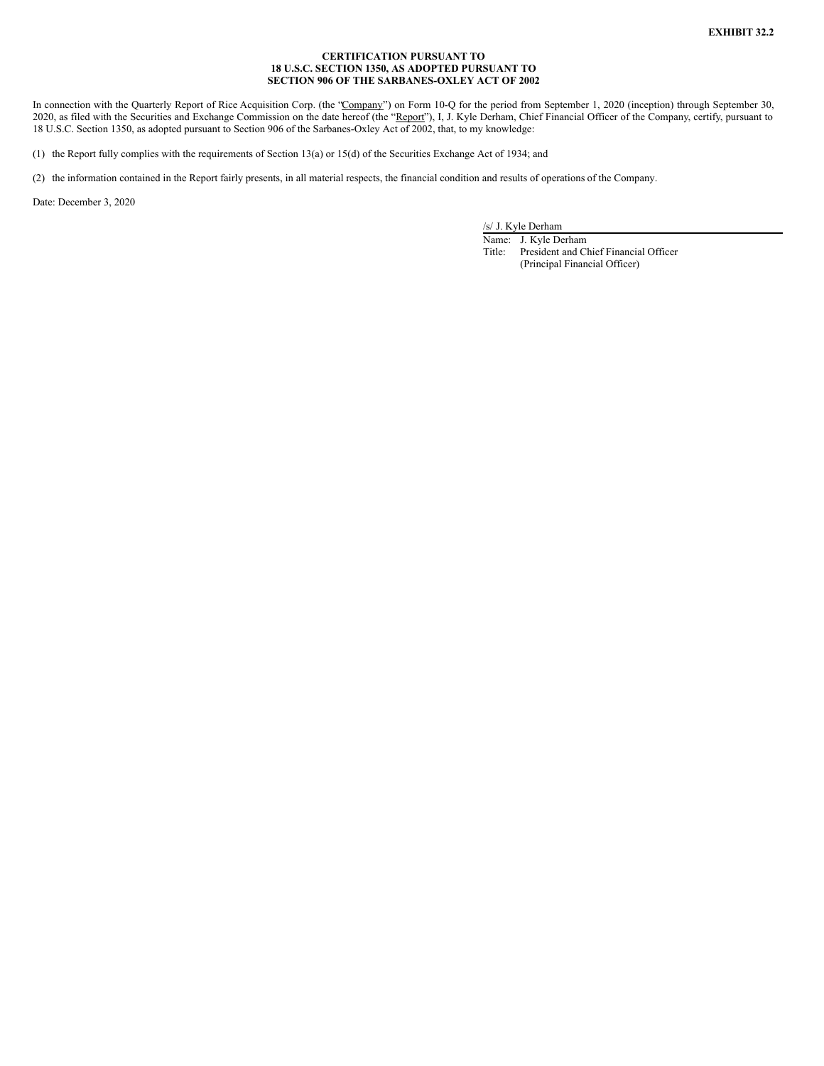**EXHIBIT 32.2**

**CERTIFICATION PURSUANT TO**
**18 U.S.C. SECTION 1350, AS ADOPTED PURSUANT TO**
**SECTION 906 OF THE SARBANES-OXLEY ACT OF 2002**

In connection with the Quarterly Report of Rice Acquisition Corp. (the "Company") on Form 10-Q for the period from September 1, 2020 (inception) through September 30, 2020, as filed with the Securities and Exchange Commission on the date hereof (the "Report"), I, J. Kyle Derham, Chief Financial Officer of the Company, certify, pursuant to 18 U.S.C. Section 1350, as adopted pursuant to Section 906 of the Sarbanes-Oxley Act of 2002, that, to my knowledge:

(1) the Report fully complies with the requirements of Section 13(a) or 15(d) of the Securities Exchange Act of 1934; and

(2) the information contained in the Report fairly presents, in all material respects, the financial condition and results of operations of the Company.

Date: December 3, 2020

/s/ J. Kyle Derham

Name: J. Kyle Derham
Title: President and Chief Financial Officer
(Principal Financial Officer)